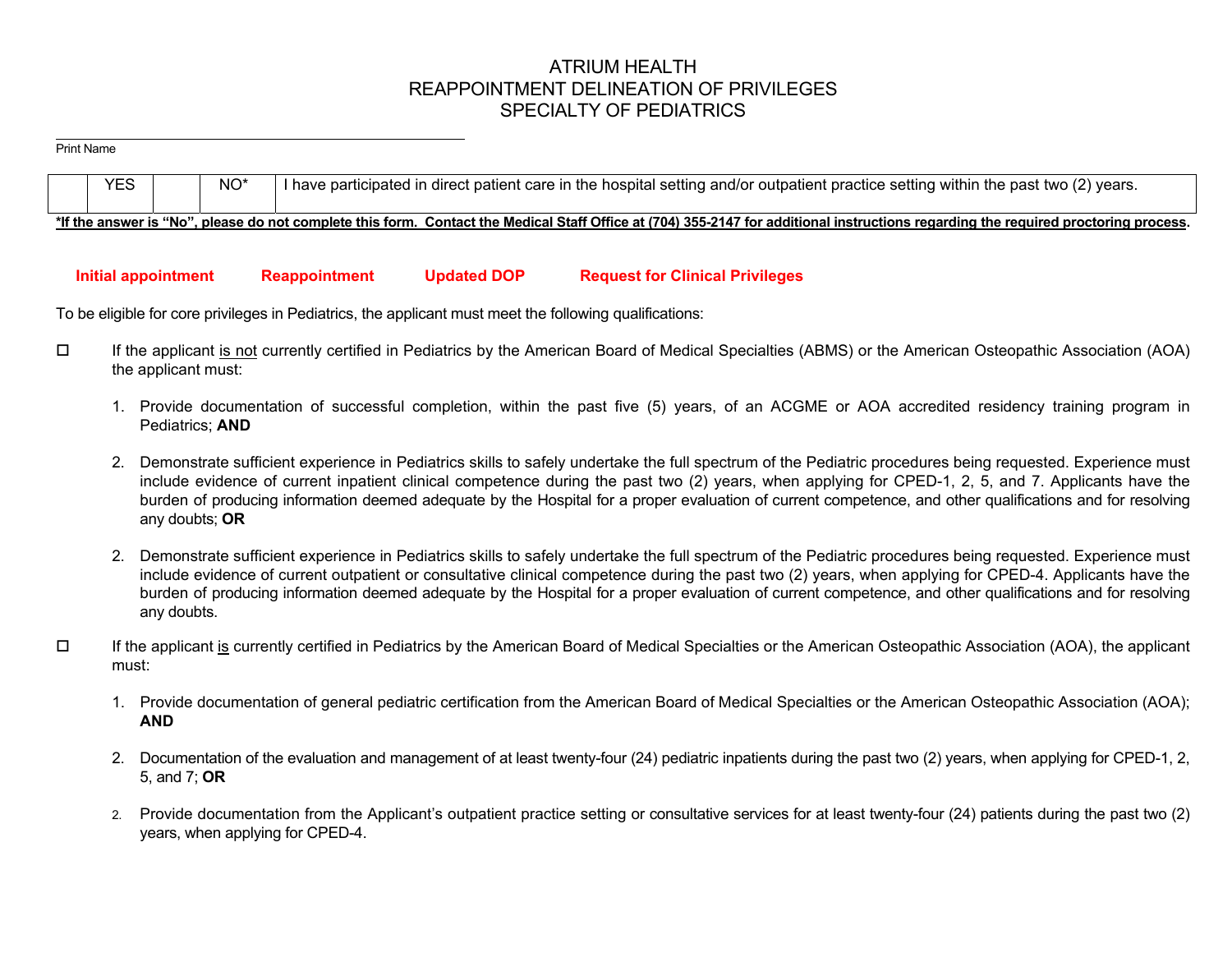# ATRIUM HEALTH
# REAPPOINTMENT DELINEATION OF PRIVILEGES
# SPECIALTY OF PEDIATRICS

______________________________________________
Print Name

| | YES | | NO* | I have participated in direct patient care in the hospital setting and/or outpatient practice setting within the past two (2) years. |
|---|---|---|---|---|

***If the answer is "No", please do not complete this form. Contact the Medical Staff Office at (704) 355-2147 for additional instructions regarding the required proctoring process.**

**Initial appointment** **Reappointment** **Updated DOP** **Request for Clinical Privileges**

To be eligible for core privileges in Pediatrics, the applicant must meet the following qualifications:

☐ If the applicant is not currently certified in Pediatrics by the American Board of Medical Specialties (ABMS) or the American Osteopathic Association (AOA) the applicant must:

1. Provide documentation of successful completion, within the past five (5) years, of an ACGME or AOA accredited residency training program in Pediatrics; **AND**

2. Demonstrate sufficient experience in Pediatrics skills to safely undertake the full spectrum of the Pediatric procedures being requested. Experience must include evidence of current inpatient clinical competence during the past two (2) years, when applying for CPED-1, 2, 5, and 7. Applicants have the burden of producing information deemed adequate by the Hospital for a proper evaluation of current competence, and other qualifications and for resolving any doubts; **OR**

2. Demonstrate sufficient experience in Pediatrics skills to safely undertake the full spectrum of the Pediatric procedures being requested. Experience must include evidence of current outpatient or consultative clinical competence during the past two (2) years, when applying for CPED-4. Applicants have the burden of producing information deemed adequate by the Hospital for a proper evaluation of current competence, and other qualifications and for resolving any doubts.

☐ If the applicant is currently certified in Pediatrics by the American Board of Medical Specialties or the American Osteopathic Association (AOA), the applicant must:

1. Provide documentation of general pediatric certification from the American Board of Medical Specialties or the American Osteopathic Association (AOA); **AND**

2. Documentation of the evaluation and management of at least twenty-four (24) pediatric inpatients during the past two (2) years, when applying for CPED-1, 2, 5, and 7; **OR**

2. Provide documentation from the Applicant's outpatient practice setting or consultative services for at least twenty-four (24) patients during the past two (2) years, when applying for CPED-4.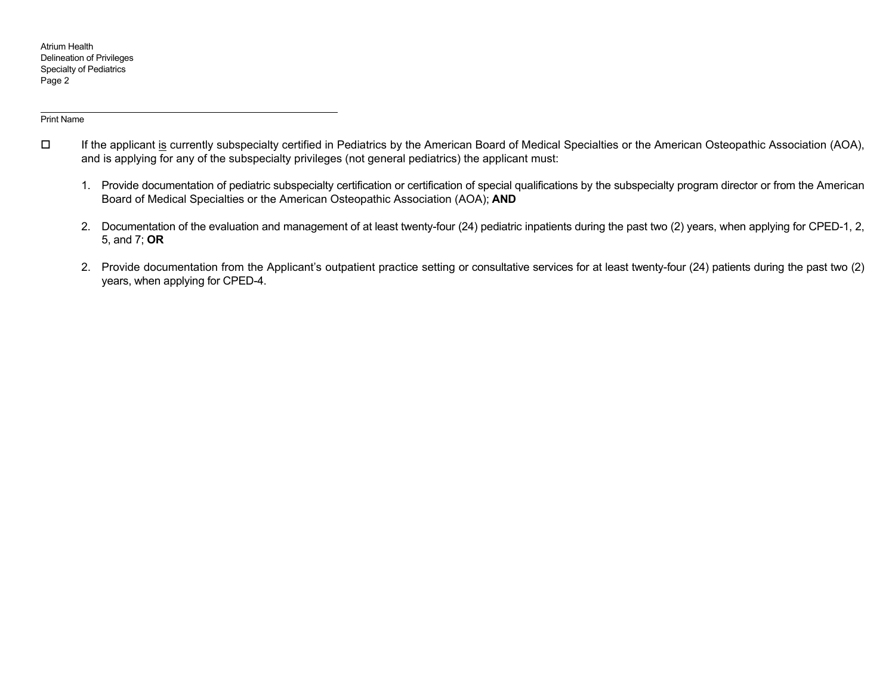Print Name

- ☐ If the applicant is currently subspecialty certified in Pediatrics by the American Board of Medical Specialties or the American Osteopathic Association (AOA), and is applying for any of the subspecialty privileges (not general pediatrics) the applicant must:

  1. Provide documentation of pediatric subspecialty certification or certification of special qualifications by the subspecialty program director or from the American Board of Medical Specialties or the American Osteopathic Association (AOA); **AND**

  2. Documentation of the evaluation and management of at least twenty-four (24) pediatric inpatients during the past two (2) years, when applying for CPED-1, 2, 5, and 7; **OR**

  2. Provide documentation from the Applicant's outpatient practice setting or consultative services for at least twenty-four (24) patients during the past two (2) years, when applying for CPED-4.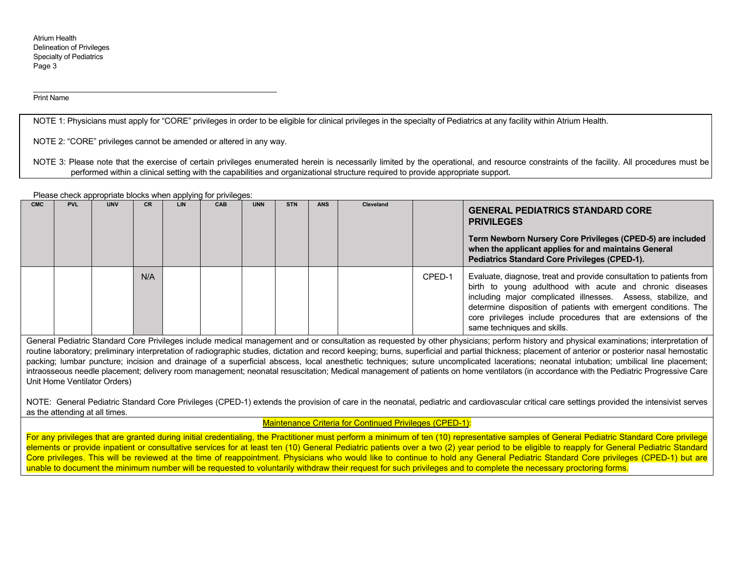Print Name

NOTE 1: Physicians must apply for "CORE" privileges in order to be eligible for clinical privileges in the specialty of Pediatrics at any facility within Atrium Health.

NOTE 2: "CORE" privileges cannot be amended or altered in any way.

NOTE 3: Please note that the exercise of certain privileges enumerated herein is necessarily limited by the operational, and resource constraints of the facility. All procedures must be performed within a clinical setting with the capabilities and organizational structure required to provide appropriate support.

Please check appropriate blocks when applying for privileges:

| CMC | PVL | UNV | CR | LIN | CAB | UNN | STN | ANS | Cleveland | | **GENERAL PEDIATRICS STANDARD CORE PRIVILEGES**<br><br>**Term Newborn Nursery Core Privileges (CPED-5) are included when the applicant applies for and maintains General Pediatrics Standard Core Privileges (CPED-1).** |
|---|---|---|---|---|---|---|---|---|---|---|---|
| | | | N/A | | | | | | | CPED-1 | Evaluate, diagnose, treat and provide consultation to patients from birth to young adulthood with acute and chronic diseases including major complicated illnesses. Assess, stabilize, and determine disposition of patients with emergent conditions. The core privileges include procedures that are extensions of the same techniques and skills. |

General Pediatric Standard Core Privileges include medical management and or consultation as requested by other physicians; perform history and physical examinations; interpretation of routine laboratory; preliminary interpretation of radiographic studies, dictation and record keeping; burns, superficial and partial thickness; placement of anterior or posterior nasal hemostatic packing; lumbar puncture; incision and drainage of a superficial abscess, local anesthetic techniques; suture uncomplicated lacerations; neonatal intubation; umbilical line placement; intraosseous needle placement; delivery room management; neonatal resuscitation; Medical management of patients on home ventilators (in accordance with the Pediatric Progressive Care Unit Home Ventilator Orders)

NOTE: General Pediatric Standard Core Privileges (CPED-1) extends the provision of care in the neonatal, pediatric and cardiovascular critical care settings provided the intensivist serves as the attending at all times.

Maintenance Criteria for Continued Privileges (CPED-1):

For any privileges that are granted during initial credentialing, the Practitioner must perform a minimum of ten (10) representative samples of General Pediatric Standard Core privilege elements or provide inpatient or consultative services for at least ten (10) General Pediatric patients over a two (2) year period to be eligible to reapply for General Pediatric Standard Core privileges. This will be reviewed at the time of reappointment. Physicians who would like to continue to hold any General Pediatric Standard Core privileges (CPED-1) but are unable to document the minimum number will be requested to voluntarily withdraw their request for such privileges and to complete the necessary proctoring forms.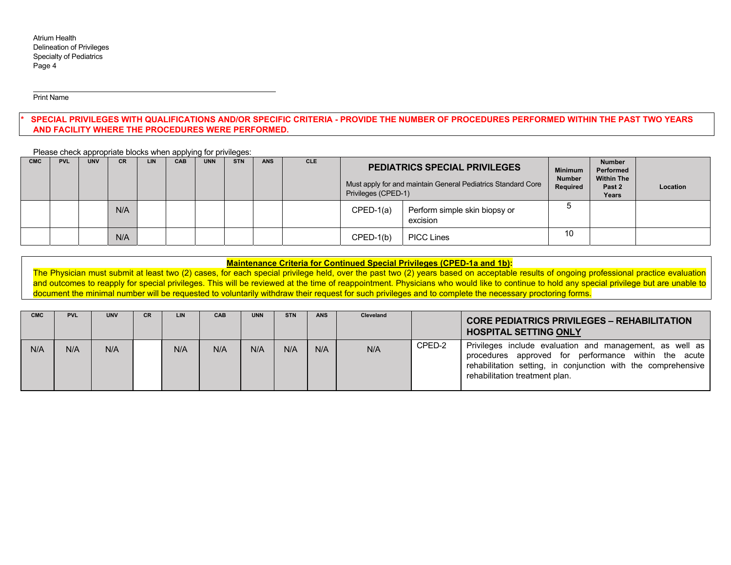Print Name

**\* SPECIAL PRIVILEGES WITH QUALIFICATIONS AND/OR SPECIFIC CRITERIA - PROVIDE THE NUMBER OF PROCEDURES PERFORMED WITHIN THE PAST TWO YEARS AND FACILITY WHERE THE PROCEDURES WERE PERFORMED.**

Please check appropriate blocks when applying for privileges:

| CMC | PVL | UNV | CR | LIN | CAB | UNN | STN | ANS | CLE | **PEDIATRICS SPECIAL PRIVILEGES** Must apply for and maintain General Pediatrics Standard Core Privileges (CPED-1) | | Minimum Number Required | Number Performed Within The Past 2 Years | Location |
|---|---|---|---|---|---|---|---|---|---|---|---|---|---|---|
| | | | N/A | | | | | | | CPED-1(a) | Perform simple skin biopsy or excision | 5 | | |
| | | | N/A | | | | | | | CPED-1(b) | PICC Lines | 10 | | |

**Maintenance Criteria for Continued Special Privileges (CPED-1a and 1b):**

The Physician must submit at least two (2) cases, for each special privilege held, over the past two (2) years based on acceptable results of ongoing professional practice evaluation and outcomes to reapply for special privileges. This will be reviewed at the time of reappointment. Physicians who would like to continue to hold any special privilege but are unable to document the minimal number will be requested to voluntarily withdraw their request for such privileges and to complete the necessary proctoring forms.

| CMC | PVL | UNV | CR | LIN | CAB | UNN | STN | ANS | Cleveland | | **CORE PEDIATRICS PRIVILEGES – REHABILITATION HOSPITAL SETTING ONLY** |
|---|---|---|---|---|---|---|---|---|---|---|---|
| N/A | N/A | N/A | | N/A | N/A | N/A | N/A | N/A | N/A | CPED-2 | Privileges include evaluation and management, as well as procedures approved for performance within the acute rehabilitation setting, in conjunction with the comprehensive rehabilitation treatment plan. |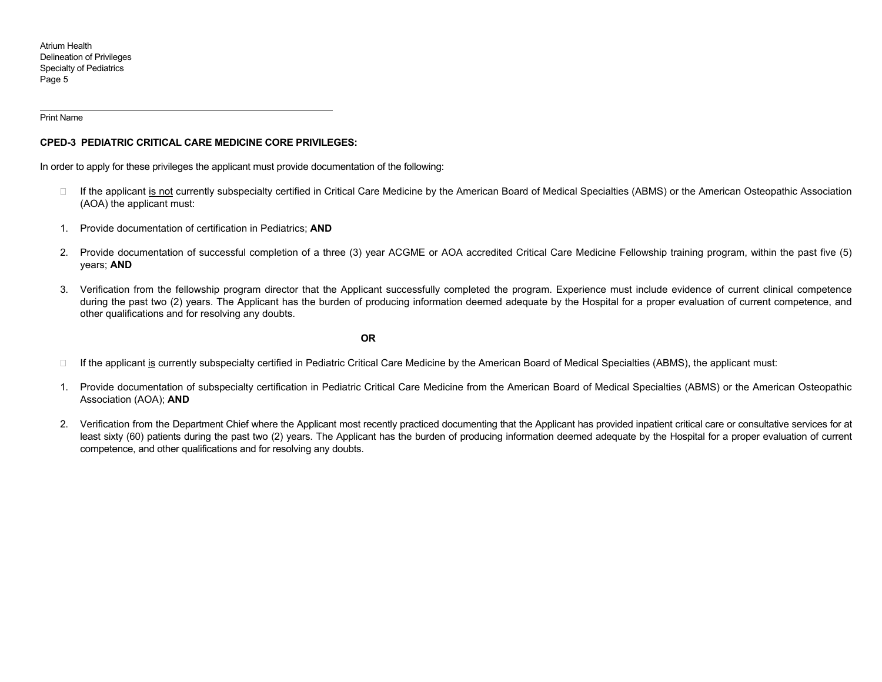Print Name

**CPED-3 PEDIATRIC CRITICAL CARE MEDICINE CORE PRIVILEGES:**

In order to apply for these privileges the applicant must provide documentation of the following:

- If the applicant <u>is not</u> currently subspecialty certified in Critical Care Medicine by the American Board of Medical Specialties (ABMS) or the American Osteopathic Association (AOA) the applicant must:

1. Provide documentation of certification in Pediatrics; **AND**
2. Provide documentation of successful completion of a three (3) year ACGME or AOA accredited Critical Care Medicine Fellowship training program, within the past five (5) years; **AND**
3. Verification from the fellowship program director that the Applicant successfully completed the program. Experience must include evidence of current clinical competence during the past two (2) years. The Applicant has the burden of producing information deemed adequate by the Hospital for a proper evaluation of current competence, and other qualifications and for resolving any doubts.

**OR**

- If the applicant <u>is</u> currently subspecialty certified in Pediatric Critical Care Medicine by the American Board of Medical Specialties (ABMS), the applicant must:

1. Provide documentation of subspecialty certification in Pediatric Critical Care Medicine from the American Board of Medical Specialties (ABMS) or the American Osteopathic Association (AOA); **AND**
2. Verification from the Department Chief where the Applicant most recently practiced documenting that the Applicant has provided inpatient critical care or consultative services for at least sixty (60) patients during the past two (2) years. The Applicant has the burden of producing information deemed adequate by the Hospital for a proper evaluation of current competence, and other qualifications and for resolving any doubts.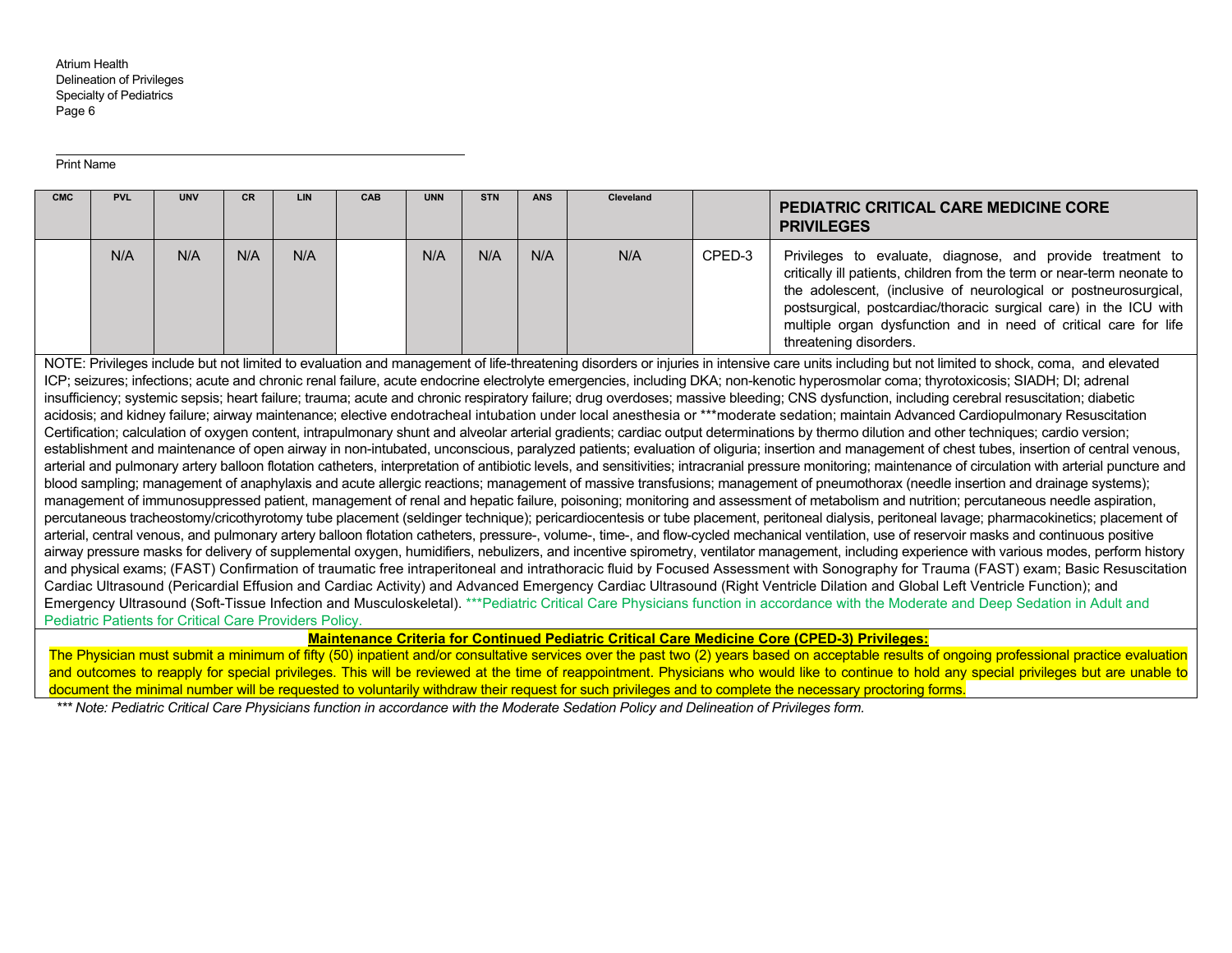Print Name

| CMC | PVL | UNV | CR | LIN | CAB | UNN | STN | ANS | Cleveland | | PEDIATRIC CRITICAL CARE MEDICINE CORE PRIVILEGES |
|---|---|---|---|---|---|---|---|---|---|---|---|
| | N/A | N/A | N/A | N/A | | N/A | N/A | N/A | N/A | CPED-3 | Privileges to evaluate, diagnose, and provide treatment to critically ill patients, children from the term or near-term neonate to the adolescent, (inclusive of neurological or postneurosurgical, postsurgical, postcardiac/thoracic surgical care) in the ICU with multiple organ dysfunction and in need of critical care for life threatening disorders. |

NOTE: Privileges include but not limited to evaluation and management of life-threatening disorders or injuries in intensive care units including but not limited to shock, coma, and elevated ICP; seizures; infections; acute and chronic renal failure, acute endocrine electrolyte emergencies, including DKA; non-kenotic hyperosmolar coma; thyrotoxicosis; SIADH; DI; adrenal insufficiency; systemic sepsis; heart failure; trauma; acute and chronic respiratory failure; drug overdoses; massive bleeding; CNS dysfunction, including cerebral resuscitation; diabetic acidosis; and kidney failure; airway maintenance; elective endotracheal intubation under local anesthesia or ***moderate sedation; maintain Advanced Cardiopulmonary Resuscitation Certification; calculation of oxygen content, intrapulmonary shunt and alveolar arterial gradients; cardiac output determinations by thermo dilution and other techniques; cardio version; establishment and maintenance of open airway in non-intubated, unconscious, paralyzed patients; evaluation of oliguria; insertion and management of chest tubes, insertion of central venous, arterial and pulmonary artery balloon flotation catheters, interpretation of antibiotic levels, and sensitivities; intracranial pressure monitoring; maintenance of circulation with arterial puncture and blood sampling; management of anaphylaxis and acute allergic reactions; management of massive transfusions; management of pneumothorax (needle insertion and drainage systems); management of immunosuppressed patient, management of renal and hepatic failure, poisoning; monitoring and assessment of metabolism and nutrition; percutaneous needle aspiration, percutaneous tracheostomy/cricothyrotomy tube placement (seldinger technique); pericardiocentesis or tube placement, peritoneal dialysis, peritoneal lavage; pharmacokinetics; placement of arterial, central venous, and pulmonary artery balloon flotation catheters, pressure-, volume-, time-, and flow-cycled mechanical ventilation, use of reservoir masks and continuous positive airway pressure masks for delivery of supplemental oxygen, humidifiers, nebulizers, and incentive spirometry, ventilator management, including experience with various modes, perform history and physical exams; (FAST) Confirmation of traumatic free intraperitoneal and intrathoracic fluid by Focused Assessment with Sonography for Trauma (FAST) exam; Basic Resuscitation Cardiac Ultrasound (Pericardial Effusion and Cardiac Activity) and Advanced Emergency Cardiac Ultrasound (Right Ventricle Dilation and Global Left Ventricle Function); and Emergency Ultrasound (Soft-Tissue Infection and Musculoskeletal). ***Pediatric Critical Care Physicians function in accordance with the Moderate and Deep Sedation in Adult and Pediatric Patients for Critical Care Providers Policy.

**Maintenance Criteria for Continued Pediatric Critical Care Medicine Core (CPED-3) Privileges:**

The Physician must submit a minimum of fifty (50) inpatient and/or consultative services over the past two (2) years based on acceptable results of ongoing professional practice evaluation and outcomes to reapply for special privileges. This will be reviewed at the time of reappointment. Physicians who would like to continue to hold any special privileges but are unable to document the minimal number will be requested to voluntarily withdraw their request for such privileges and to complete the necessary proctoring forms.

*\*\*\* Note: Pediatric Critical Care Physicians function in accordance with the Moderate Sedation Policy and Delineation of Privileges form.*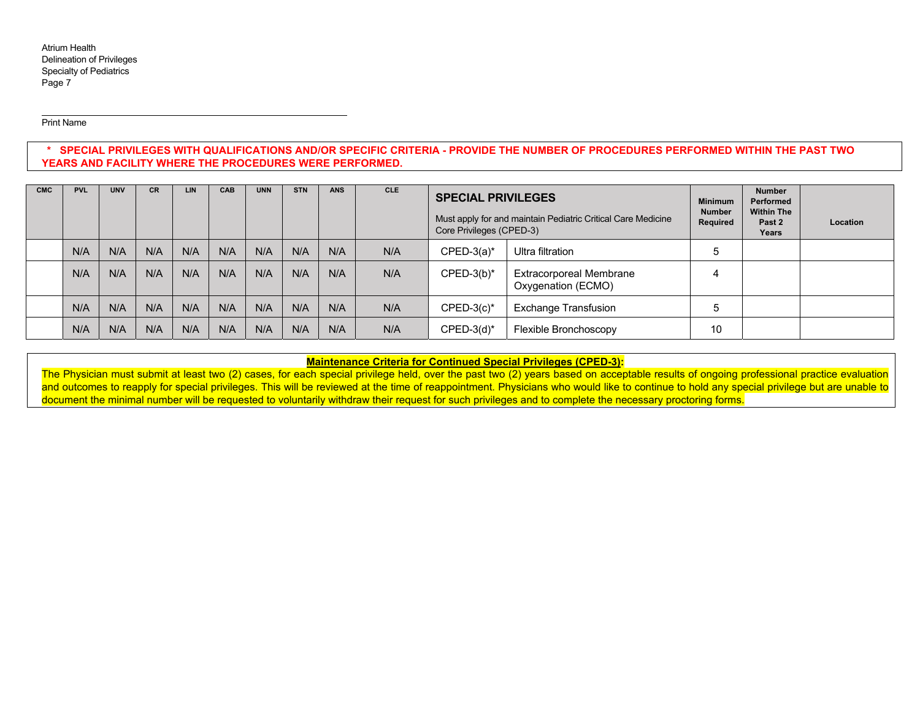Print Name

**\* SPECIAL PRIVILEGES WITH QUALIFICATIONS AND/OR SPECIFIC CRITERIA - PROVIDE THE NUMBER OF PROCEDURES PERFORMED WITHIN THE PAST TWO YEARS AND FACILITY WHERE THE PROCEDURES WERE PERFORMED.**

| CMC | PVL | UNV | CR | LIN | CAB | UNN | STN | ANS | CLE | **SPECIAL PRIVILEGES** Must apply for and maintain Pediatric Critical Care Medicine Core Privileges (CPED-3) | | Minimum Number Required | Number Performed Within The Past 2 Years | Location |
|---|---|---|---|---|---|---|---|---|---|---|---|---|---|---|
| | N/A | N/A | N/A | N/A | N/A | N/A | N/A | N/A | N/A | CPED-3(a)* | Ultra filtration | 5 | | |
| | N/A | N/A | N/A | N/A | N/A | N/A | N/A | N/A | N/A | CPED-3(b)* | Extracorporeal Membrane Oxygenation (ECMO) | 4 | | |
| | N/A | N/A | N/A | N/A | N/A | N/A | N/A | N/A | N/A | CPED-3(c)* | Exchange Transfusion | 5 | | |
| | N/A | N/A | N/A | N/A | N/A | N/A | N/A | N/A | N/A | CPED-3(d)* | Flexible Bronchoscopy | 10 | | |

**Maintenance Criteria for Continued Special Privileges (CPED-3):**

The Physician must submit at least two (2) cases, for each special privilege held, over the past two (2) years based on acceptable results of ongoing professional practice evaluation and outcomes to reapply for special privileges. This will be reviewed at the time of reappointment. Physicians who would like to continue to hold any special privilege but are unable to document the minimal number will be requested to voluntarily withdraw their request for such privileges and to complete the necessary proctoring forms.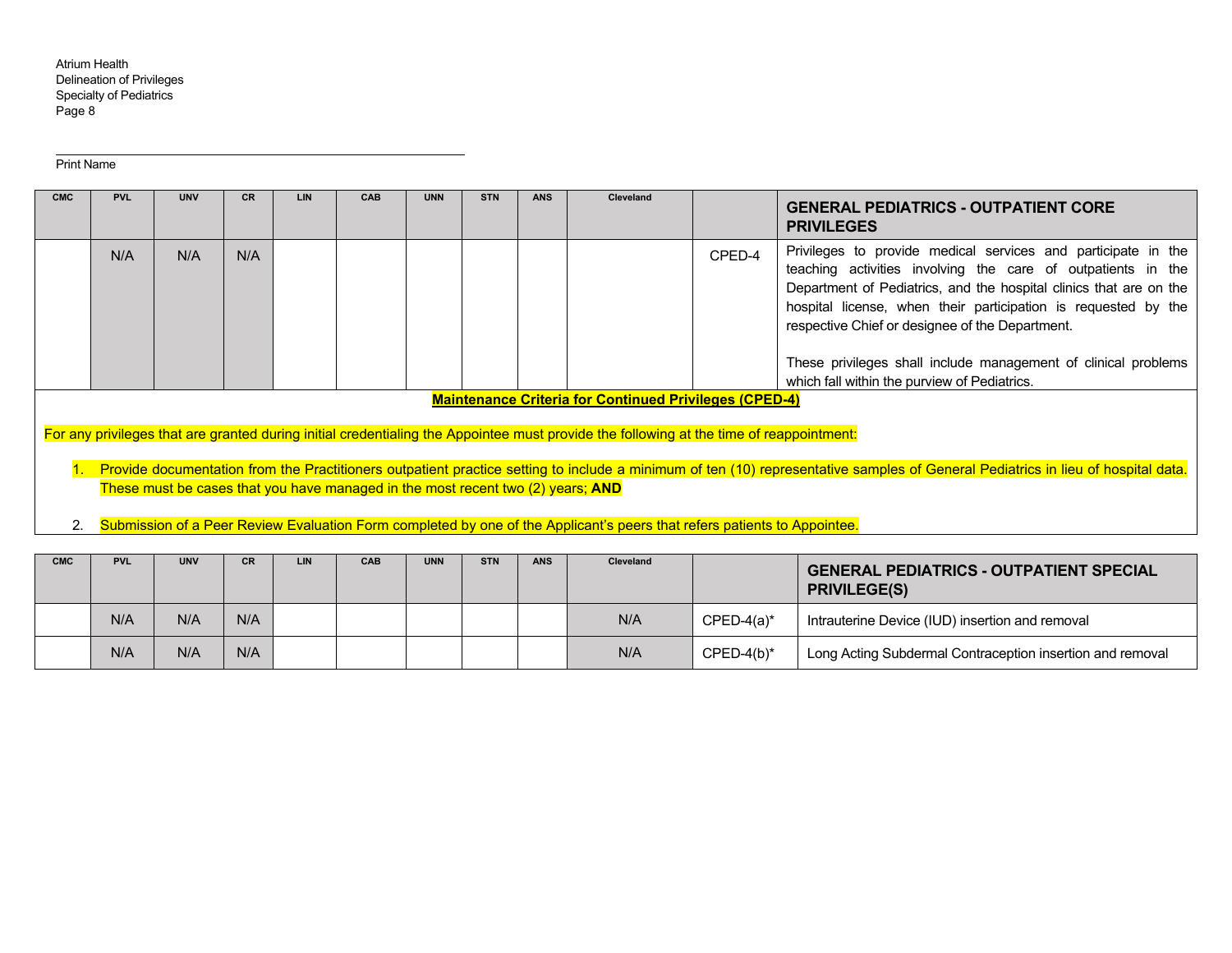Print Name

| CMC | PVL | UNV | CR | LIN | CAB | UNN | STN | ANS | Cleveland | | GENERAL PEDIATRICS - OUTPATIENT CORE PRIVILEGES |
|---|---|---|---|---|---|---|---|---|---|---|---|
| | N/A | N/A | N/A | | | | | | | CPED-4 | Privileges to provide medical services and participate in the teaching activities involving the care of outpatients in the Department of Pediatrics, and the hospital clinics that are on the hospital license, when their participation is requested by the respective Chief or designee of the Department. These privileges shall include management of clinical problems which fall within the purview of Pediatrics. |

**Maintenance Criteria for Continued Privileges (CPED-4)**

For any privileges that are granted during initial credentialing the Appointee must provide the following at the time of reappointment:

1. Provide documentation from the Practitioners outpatient practice setting to include a minimum of ten (10) representative samples of General Pediatrics in lieu of hospital data. These must be cases that you have managed in the most recent two (2) years; **AND**
2. Submission of a Peer Review Evaluation Form completed by one of the Applicant's peers that refers patients to Appointee.

| CMC | PVL | UNV | CR | LIN | CAB | UNN | STN | ANS | Cleveland | | GENERAL PEDIATRICS - OUTPATIENT SPECIAL PRIVILEGE(S) |
|---|---|---|---|---|---|---|---|---|---|---|---|
| | N/A | N/A | N/A | | | | | | N/A | CPED-4(a)* | Intrauterine Device (IUD) insertion and removal |
| | N/A | N/A | N/A | | | | | | N/A | CPED-4(b)* | Long Acting Subdermal Contraception insertion and removal |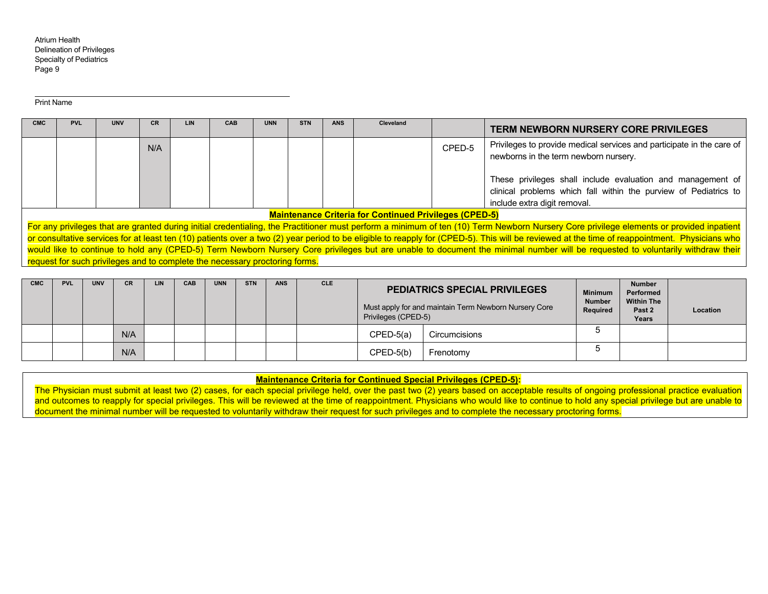Print Name

| CMC | PVL | UNV | CR | LIN | CAB | UNN | STN | ANS | Cleveland | | TERM NEWBORN NURSERY CORE PRIVILEGES |
|---|---|---|---|---|---|---|---|---|---|---|---|
| | | | N/A | | | | | | | CPED-5 | Privileges to provide medical services and participate in the care of newborns in the term newborn nursery.<br><br>These privileges shall include evaluation and management of clinical problems which fall within the purview of Pediatrics to include extra digit removal. |

**Maintenance Criteria for Continued Privileges (CPED-5)**

For any privileges that are granted during initial credentialing, the Practitioner must perform a minimum of ten (10) Term Newborn Nursery Core privilege elements or provided inpatient or consultative services for at least ten (10) patients over a two (2) year period to be eligible to reapply for (CPED-5). This will be reviewed at the time of reappointment. Physicians who would like to continue to hold any (CPED-5) Term Newborn Nursery Core privileges but are unable to document the minimal number will be requested to voluntarily withdraw their request for such privileges and to complete the necessary proctoring forms.

| CMC | PVL | UNV | CR | LIN | CAB | UNN | STN | ANS | CLE | PEDIATRICS SPECIAL PRIVILEGES<br>Must apply for and maintain Term Newborn Nursery Core Privileges (CPED-5) | | Minimum Number Required | Number Performed Within The Past 2 Years | Location |
|---|---|---|---|---|---|---|---|---|---|---|---|---|---|---|
| | | | N/A | | | | | | | CPED-5(a) | Circumcisions | 5 | | |
| | | | N/A | | | | | | | CPED-5(b) | Frenotomy | 5 | | |

**Maintenance Criteria for Continued Special Privileges (CPED-5):**

The Physician must submit at least two (2) cases, for each special privilege held, over the past two (2) years based on acceptable results of ongoing professional practice evaluation and outcomes to reapply for special privileges. This will be reviewed at the time of reappointment. Physicians who would like to continue to hold any special privilege but are unable to document the minimal number will be requested to voluntarily withdraw their request for such privileges and to complete the necessary proctoring forms.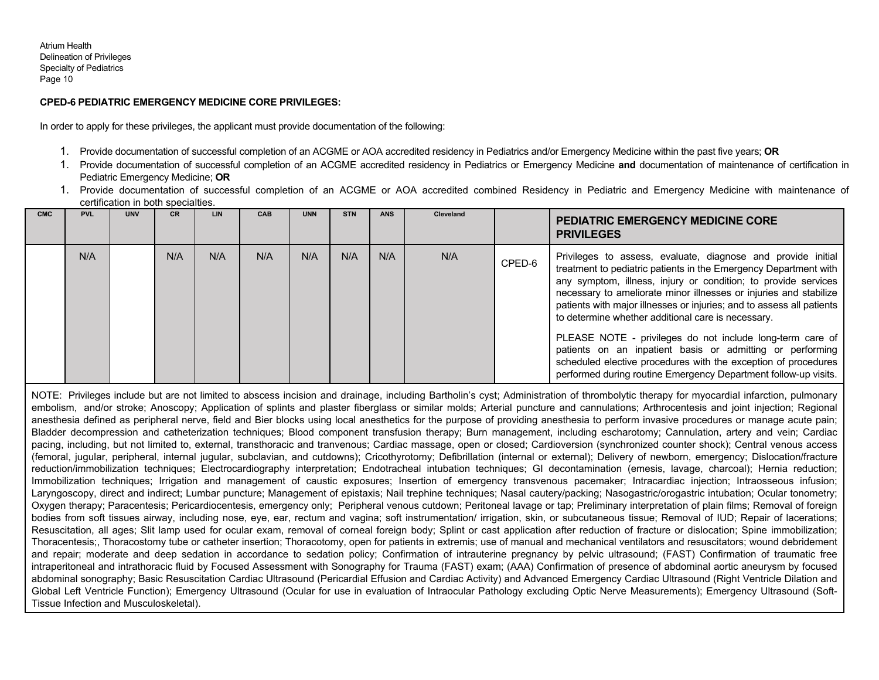**CPED-6 PEDIATRIC EMERGENCY MEDICINE CORE PRIVILEGES:**

In order to apply for these privileges, the applicant must provide documentation of the following:

1. Provide documentation of successful completion of an ACGME or AOA accredited residency in Pediatrics and/or Emergency Medicine within the past five years; **OR**
1. Provide documentation of successful completion of an ACGME accredited residency in Pediatrics or Emergency Medicine **and** documentation of maintenance of certification in Pediatric Emergency Medicine; **OR**
1. Provide documentation of successful completion of an ACGME or AOA accredited combined Residency in Pediatric and Emergency Medicine with maintenance of certification in both specialties.

| CMC | PVL | UNV | CR | LIN | CAB | UNN | STN | ANS | Cleveland | | PEDIATRIC EMERGENCY MEDICINE CORE PRIVILEGES |
|---|---|---|---|---|---|---|---|---|---|---|---|
| | N/A | | N/A | N/A | N/A | N/A | N/A | N/A | N/A | CPED-6 | Privileges to assess, evaluate, diagnose and provide initial treatment to pediatric patients in the Emergency Department with any symptom, illness, injury or condition; to provide services necessary to ameliorate minor illnesses or injuries and stabilize patients with major illnesses or injuries; and to assess all patients to determine whether additional care is necessary.<br><br>PLEASE NOTE - privileges do not include long-term care of patients on an inpatient basis or admitting or performing scheduled elective procedures with the exception of procedures performed during routine Emergency Department follow-up visits. |

NOTE: Privileges include but are not limited to abscess incision and drainage, including Bartholin's cyst; Administration of thrombolytic therapy for myocardial infarction, pulmonary embolism, and/or stroke; Anoscopy; Application of splints and plaster fiberglass or similar molds; Arterial puncture and cannulations; Arthrocentesis and joint injection; Regional anesthesia defined as peripheral nerve, field and Bier blocks using local anesthetics for the purpose of providing anesthesia to perform invasive procedures or manage acute pain; Bladder decompression and catheterization techniques; Blood component transfusion therapy; Burn management, including escharotomy; Cannulation, artery and vein; Cardiac pacing, including, but not limited to, external, transthoracic and tranvenous; Cardiac massage, open or closed; Cardioversion (synchronized counter shock); Central venous access (femoral, jugular, peripheral, internal jugular, subclavian, and cutdowns); Cricothyrotomy; Defibrillation (internal or external); Delivery of newborn, emergency; Dislocation/fracture reduction/immobilization techniques; Electrocardiography interpretation; Endotracheal intubation techniques; GI decontamination (emesis, lavage, charcoal); Hernia reduction; Immobilization techniques; Irrigation and management of caustic exposures; Insertion of emergency transvenous pacemaker; Intracardiac injection; Intraosseous infusion; Laryngoscopy, direct and indirect; Lumbar puncture; Management of epistaxis; Nail trephine techniques; Nasal cautery/packing; Nasogastric/orogastric intubation; Ocular tonometry; Oxygen therapy; Paracentesis; Pericardiocentesis, emergency only; Peripheral venous cutdown; Peritoneal lavage or tap; Preliminary interpretation of plain films; Removal of foreign bodies from soft tissues airway, including nose, eye, ear, rectum and vagina; soft instrumentation/ irrigation, skin, or subcutaneous tissue; Removal of IUD; Repair of lacerations; Resuscitation, all ages; Slit lamp used for ocular exam, removal of corneal foreign body; Splint or cast application after reduction of fracture or dislocation; Spine immobilization; Thoracentesis;, Thoracostomy tube or catheter insertion; Thoracotomy, open for patients in extremis; use of manual and mechanical ventilators and resuscitators; wound debridement and repair; moderate and deep sedation in accordance to sedation policy; Confirmation of intrauterine pregnancy by pelvic ultrasound; (FAST) Confirmation of traumatic free intraperitoneal and intrathoracic fluid by Focused Assessment with Sonography for Trauma (FAST) exam; (AAA) Confirmation of presence of abdominal aortic aneurysm by focused abdominal sonography; Basic Resuscitation Cardiac Ultrasound (Pericardial Effusion and Cardiac Activity) and Advanced Emergency Cardiac Ultrasound (Right Ventricle Dilation and Global Left Ventricle Function); Emergency Ultrasound (Ocular for use in evaluation of Intraocular Pathology excluding Optic Nerve Measurements); Emergency Ultrasound (Soft-Tissue Infection and Musculoskeletal).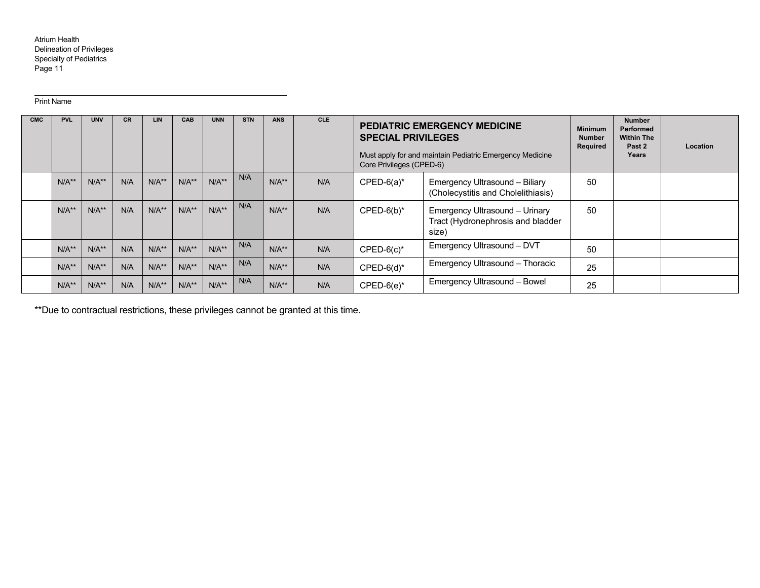Print Name

| CMC | PVL | UNV | CR | LIN | CAB | UNN | STN | ANS | CLE | PEDIATRIC EMERGENCY MEDICINE SPECIAL PRIVILEGES<br><br>Must apply for and maintain Pediatric Emergency Medicine Core Privileges (CPED-6) | | Minimum Number Required | Number Performed Within The Past 2 Years | Location |
|---|---|---|---|---|---|---|---|---|---|---|---|---|---|---|
| | N/A** | N/A** | N/A | N/A** | N/A** | N/A** | N/A | N/A** | N/A | CPED-6(a)* | Emergency Ultrasound – Biliary (Cholecystitis and Cholelithiasis) | 50 | | |
| | N/A** | N/A** | N/A | N/A** | N/A** | N/A** | N/A | N/A** | N/A | CPED-6(b)* | Emergency Ultrasound – Urinary Tract (Hydronephrosis and bladder size) | 50 | | |
| | N/A** | N/A** | N/A | N/A** | N/A** | N/A** | N/A | N/A** | N/A | CPED-6(c)* | Emergency Ultrasound – DVT | 50 | | |
| | N/A** | N/A** | N/A | N/A** | N/A** | N/A** | N/A | N/A** | N/A | CPED-6(d)* | Emergency Ultrasound – Thoracic | 25 | | |
| | N/A** | N/A** | N/A | N/A** | N/A** | N/A** | N/A | N/A** | N/A | CPED-6(e)* | Emergency Ultrasound – Bowel | 25 | | |

**Due to contractual restrictions, these privileges cannot be granted at this time.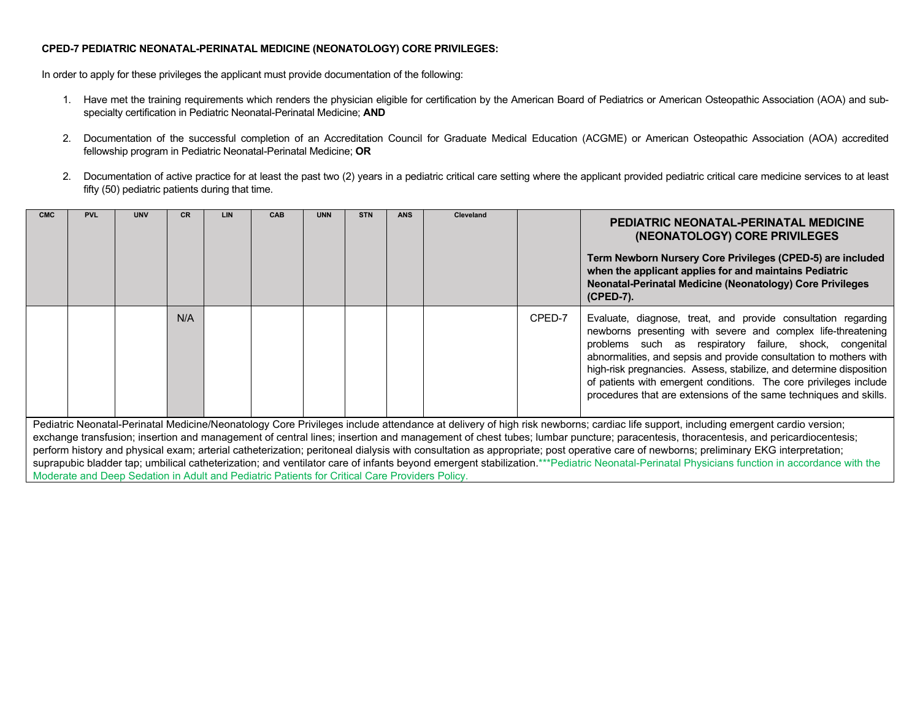**CPED-7 PEDIATRIC NEONATAL-PERINATAL MEDICINE (NEONATOLOGY) CORE PRIVILEGES:**

In order to apply for these privileges the applicant must provide documentation of the following:

1. Have met the training requirements which renders the physician eligible for certification by the American Board of Pediatrics or American Osteopathic Association (AOA) and sub-specialty certification in Pediatric Neonatal-Perinatal Medicine; **AND**

2. Documentation of the successful completion of an Accreditation Council for Graduate Medical Education (ACGME) or American Osteopathic Association (AOA) accredited fellowship program in Pediatric Neonatal-Perinatal Medicine; **OR**

2. Documentation of active practice for at least the past two (2) years in a pediatric critical care setting where the applicant provided pediatric critical care medicine services to at least fifty (50) pediatric patients during that time.

| CMC | PVL | UNV | CR | LIN | CAB | UNN | STN | ANS | Cleveland | | **PEDIATRIC NEONATAL-PERINATAL MEDICINE (NEONATOLOGY) CORE PRIVILEGES**<br><br>**Term Newborn Nursery Core Privileges (CPED-5) are included when the applicant applies for and maintains Pediatric Neonatal-Perinatal Medicine (Neonatology) Core Privileges (CPED-7).** |
|---|---|---|---|---|---|---|---|---|---|---|---|
| | | | N/A | | | | | | | CPED-7 | Evaluate, diagnose, treat, and provide consultation regarding newborns presenting with severe and complex life-threatening problems such as respiratory failure, shock, congenital abnormalities, and sepsis and provide consultation to mothers with high-risk pregnancies. Assess, stabilize, and determine disposition of patients with emergent conditions. The core privileges include procedures that are extensions of the same techniques and skills. |

Pediatric Neonatal-Perinatal Medicine/Neonatology Core Privileges include attendance at delivery of high risk newborns; cardiac life support, including emergent cardio version; exchange transfusion; insertion and management of central lines; insertion and management of chest tubes; lumbar puncture; paracentesis, thoracentesis, and pericardiocentesis; perform history and physical exam; arterial catheterization; peritoneal dialysis with consultation as appropriate; post operative care of newborns; preliminary EKG interpretation; suprapubic bladder tap; umbilical catheterization; and ventilator care of infants beyond emergent stabilization.***Pediatric Neonatal-Perinatal Physicians function in accordance with the Moderate and Deep Sedation in Adult and Pediatric Patients for Critical Care Providers Policy.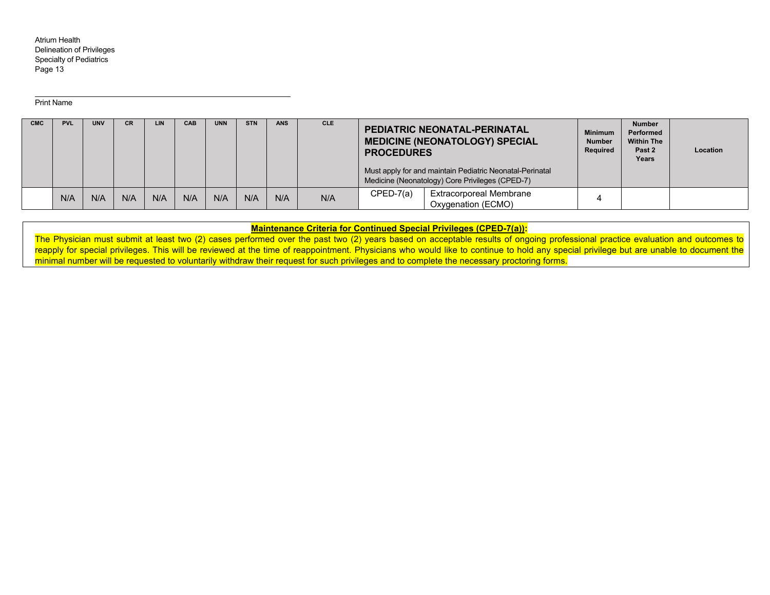Print Name

| CMC | PVL | UNV | CR | LIN | CAB | UNN | STN | ANS | CLE | PEDIATRIC NEONATAL-PERINATAL MEDICINE (NEONATOLOGY) SPECIAL PROCEDURES<br><br>Must apply for and maintain Pediatric Neonatal-Perinatal Medicine (Neonatology) Core Privileges (CPED-7) | | Minimum Number Required | Number Performed Within The Past 2 Years | Location |
|---|---|---|---|---|---|---|---|---|---|---|---|---|---|---|
| | N/A | N/A | N/A | N/A | N/A | N/A | N/A | N/A | N/A | CPED-7(a) | Extracorporeal Membrane Oxygenation (ECMO) | 4 | | |

**Maintenance Criteria for Continued Special Privileges (CPED-7(a)):**

The Physician must submit at least two (2) cases performed over the past two (2) years based on acceptable results of ongoing professional practice evaluation and outcomes to reapply for special privileges. This will be reviewed at the time of reappointment. Physicians who would like to continue to hold any special privilege but are unable to document the minimal number will be requested to voluntarily withdraw their request for such privileges and to complete the necessary proctoring forms.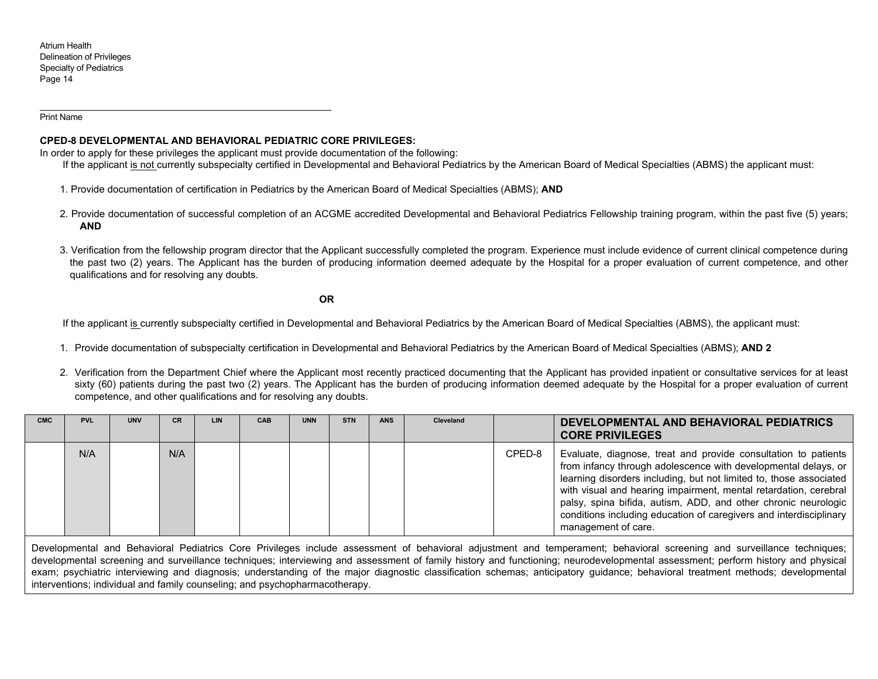Print Name

**CPED-8 DEVELOPMENTAL AND BEHAVIORAL PEDIATRIC CORE PRIVILEGES:**

In order to apply for these privileges the applicant must provide documentation of the following:

If the applicant is not currently subspecialty certified in Developmental and Behavioral Pediatrics by the American Board of Medical Specialties (ABMS) the applicant must:

1. Provide documentation of certification in Pediatrics by the American Board of Medical Specialties (ABMS); **AND**
2. Provide documentation of successful completion of an ACGME accredited Developmental and Behavioral Pediatrics Fellowship training program, within the past five (5) years; **AND**
3. Verification from the fellowship program director that the Applicant successfully completed the program. Experience must include evidence of current clinical competence during the past two (2) years. The Applicant has the burden of producing information deemed adequate by the Hospital for a proper evaluation of current competence, and other qualifications and for resolving any doubts.

**OR**

If the applicant is currently subspecialty certified in Developmental and Behavioral Pediatrics by the American Board of Medical Specialties (ABMS), the applicant must:

1. Provide documentation of subspecialty certification in Developmental and Behavioral Pediatrics by the American Board of Medical Specialties (ABMS); **AND 2**
2. Verification from the Department Chief where the Applicant most recently practiced documenting that the Applicant has provided inpatient or consultative services for at least sixty (60) patients during the past two (2) years. The Applicant has the burden of producing information deemed adequate by the Hospital for a proper evaluation of current competence, and other qualifications and for resolving any doubts.

| CMC | PVL | UNV | CR | LIN | CAB | UNN | STN | ANS | Cleveland | | DEVELOPMENTAL AND BEHAVIORAL PEDIATRICS CORE PRIVILEGES |
|---|---|---|---|---|---|---|---|---|---|---|---|
| | N/A | | N/A | | | | | | | CPED-8 | Evaluate, diagnose, treat and provide consultation to patients from infancy through adolescence with developmental delays, or learning disorders including, but not limited to, those associated with visual and hearing impairment, mental retardation, cerebral palsy, spina bifida, autism, ADD, and other chronic neurologic conditions including education of caregivers and interdisciplinary management of care. |

Developmental and Behavioral Pediatrics Core Privileges include assessment of behavioral adjustment and temperament; behavioral screening and surveillance techniques; developmental screening and surveillance techniques; interviewing and assessment of family history and functioning; neurodevelopmental assessment; perform history and physical exam; psychiatric interviewing and diagnosis; understanding of the major diagnostic classification schemas; anticipatory guidance; behavioral treatment methods; developmental interventions; individual and family counseling; and psychopharmacotherapy.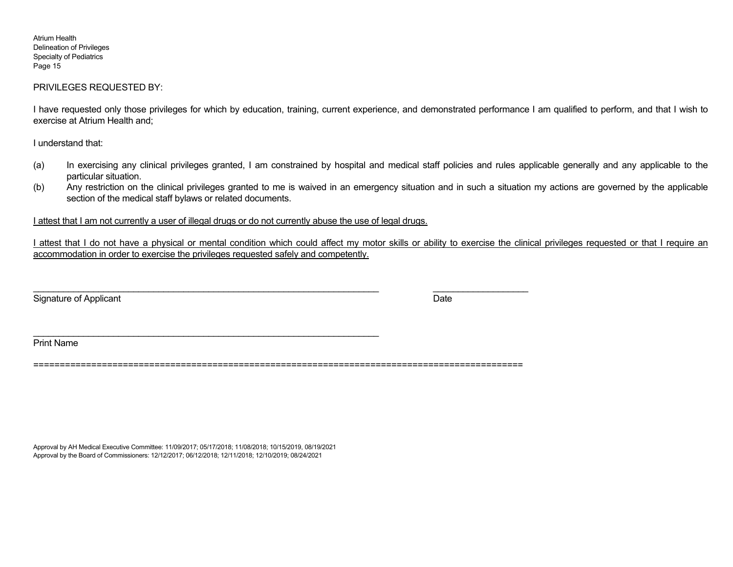PRIVILEGES REQUESTED BY:

I have requested only those privileges for which by education, training, current experience, and demonstrated performance I am qualified to perform, and that I wish to exercise at Atrium Health and;

I understand that:

(a) In exercising any clinical privileges granted, I am constrained by hospital and medical staff policies and rules applicable generally and any applicable to the particular situation.
(b) Any restriction on the clinical privileges granted to me is waived in an emergency situation and in such a situation my actions are governed by the applicable section of the medical staff bylaws or related documents.

<u>I attest that I am not currently a user of illegal drugs or do not currently abuse the use of legal drugs.</u>

<u>I attest that I do not have a physical or mental condition which could affect my motor skills or ability to exercise the clinical privileges requested or that I require an accommodation in order to exercise the privileges requested safely and competently.</u>

_______________________________________________ ____________________
Signature of Applicant Date

_______________________________________________
Print Name

==========================================================================================

Approval by AH Medical Executive Committee: 11/09/2017; 05/17/2018; 11/08/2018; 10/15/2019, 08/19/2021
Approval by the Board of Commissioners: 12/12/2017; 06/12/2018; 12/11/2018; 12/10/2019; 08/24/2021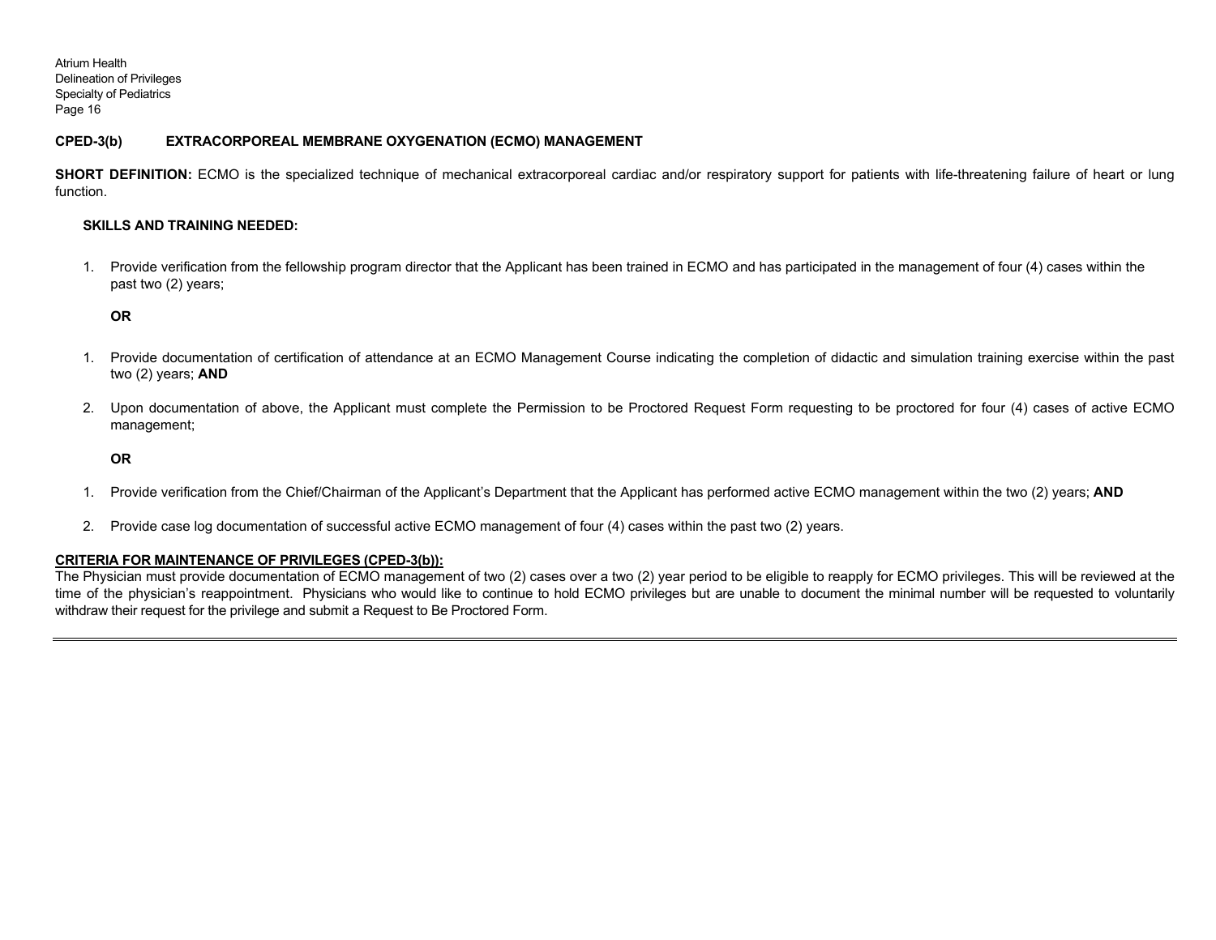**CPED-3(b) EXTRACORPOREAL MEMBRANE OXYGENATION (ECMO) MANAGEMENT**

**SHORT DEFINITION:** ECMO is the specialized technique of mechanical extracorporeal cardiac and/or respiratory support for patients with life-threatening failure of heart or lung function.

**SKILLS AND TRAINING NEEDED:**

1. Provide verification from the fellowship program director that the Applicant has been trained in ECMO and has participated in the management of four (4) cases within the past two (2) years;

**OR**

1. Provide documentation of certification of attendance at an ECMO Management Course indicating the completion of didactic and simulation training exercise within the past two (2) years; **AND**

2. Upon documentation of above, the Applicant must complete the Permission to be Proctored Request Form requesting to be proctored for four (4) cases of active ECMO management;

**OR**

1. Provide verification from the Chief/Chairman of the Applicant's Department that the Applicant has performed active ECMO management within the two (2) years; **AND**

2. Provide case log documentation of successful active ECMO management of four (4) cases within the past two (2) years.

**CRITERIA FOR MAINTENANCE OF PRIVILEGES (CPED-3(b)):**

The Physician must provide documentation of ECMO management of two (2) cases over a two (2) year period to be eligible to reapply for ECMO privileges. This will be reviewed at the time of the physician's reappointment. Physicians who would like to continue to hold ECMO privileges but are unable to document the minimal number will be requested to voluntarily withdraw their request for the privilege and submit a Request to Be Proctored Form.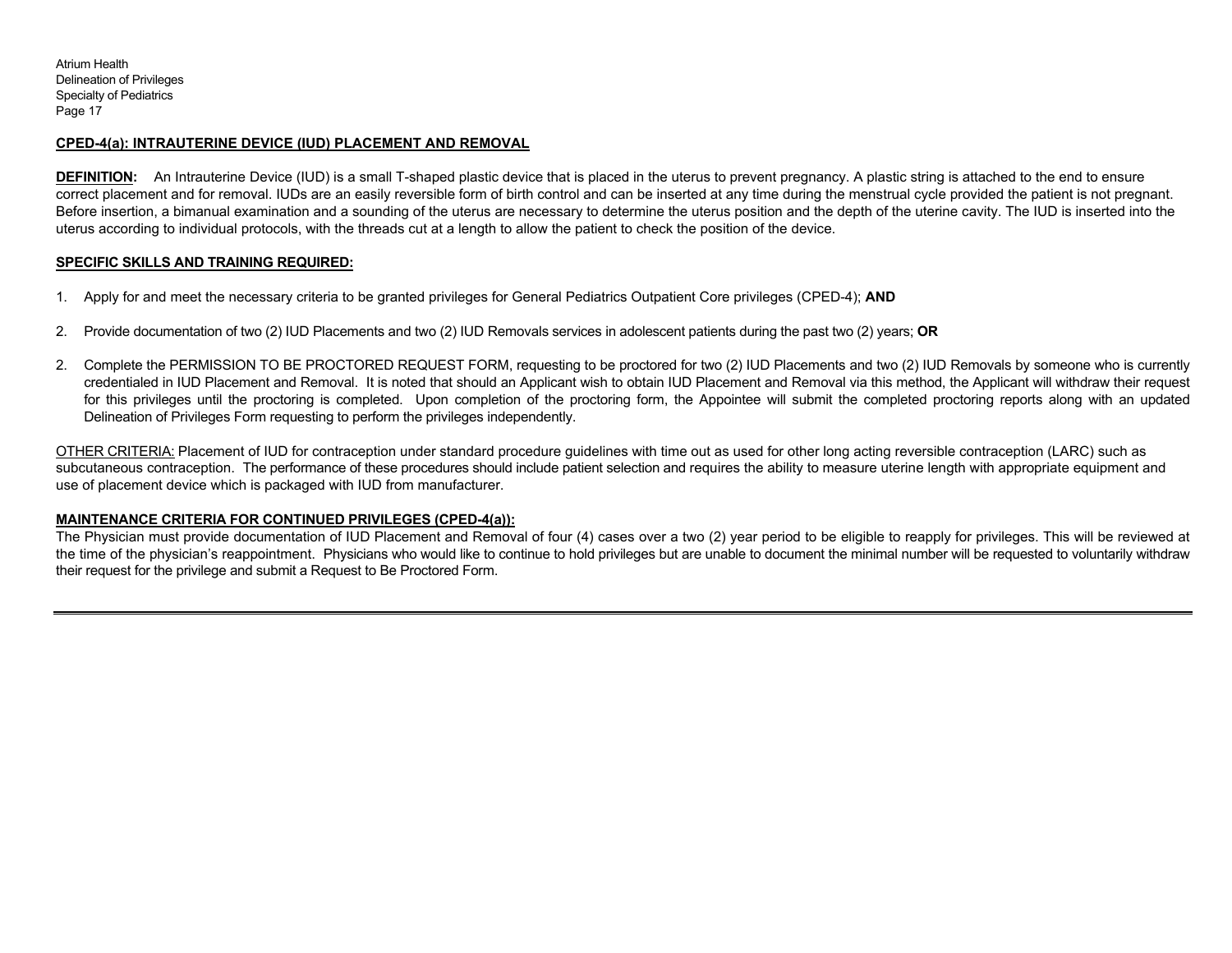## CPED-4(a): INTRAUTERINE DEVICE (IUD) PLACEMENT AND REMOVAL

**DEFINITION:** An Intrauterine Device (IUD) is a small T-shaped plastic device that is placed in the uterus to prevent pregnancy. A plastic string is attached to the end to ensure correct placement and for removal. IUDs are an easily reversible form of birth control and can be inserted at any time during the menstrual cycle provided the patient is not pregnant. Before insertion, a bimanual examination and a sounding of the uterus are necessary to determine the uterus position and the depth of the uterine cavity. The IUD is inserted into the uterus according to individual protocols, with the threads cut at a length to allow the patient to check the position of the device.

**SPECIFIC SKILLS AND TRAINING REQUIRED:**

1. Apply for and meet the necessary criteria to be granted privileges for General Pediatrics Outpatient Core privileges (CPED-4); **AND**

2. Provide documentation of two (2) IUD Placements and two (2) IUD Removals services in adolescent patients during the past two (2) years; **OR**

2. Complete the PERMISSION TO BE PROCTORED REQUEST FORM, requesting to be proctored for two (2) IUD Placements and two (2) IUD Removals by someone who is currently credentialed in IUD Placement and Removal. It is noted that should an Applicant wish to obtain IUD Placement and Removal via this method, the Applicant will withdraw their request for this privileges until the proctoring is completed. Upon completion of the proctoring form, the Appointee will submit the completed proctoring reports along with an updated Delineation of Privileges Form requesting to perform the privileges independently.

OTHER CRITERIA: Placement of IUD for contraception under standard procedure guidelines with time out as used for other long acting reversible contraception (LARC) such as subcutaneous contraception. The performance of these procedures should include patient selection and requires the ability to measure uterine length with appropriate equipment and use of placement device which is packaged with IUD from manufacturer.

**MAINTENANCE CRITERIA FOR CONTINUED PRIVILEGES (CPED-4(a)):**

The Physician must provide documentation of IUD Placement and Removal of four (4) cases over a two (2) year period to be eligible to reapply for privileges. This will be reviewed at the time of the physician's reappointment. Physicians who would like to continue to hold privileges but are unable to document the minimal number will be requested to voluntarily withdraw their request for the privilege and submit a Request to Be Proctored Form.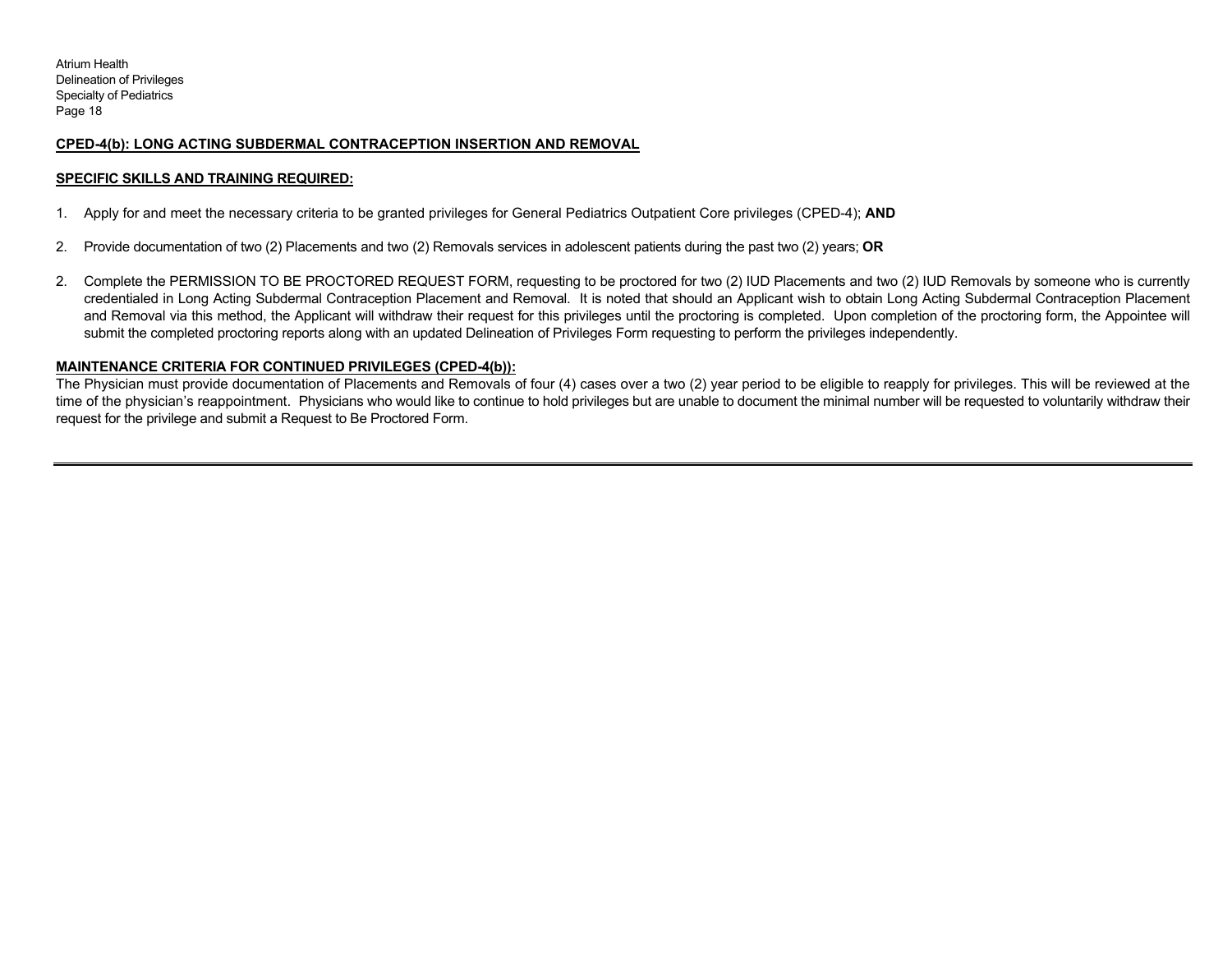**CPED-4(b): LONG ACTING SUBDERMAL CONTRACEPTION INSERTION AND REMOVAL**

**SPECIFIC SKILLS AND TRAINING REQUIRED:**

1. Apply for and meet the necessary criteria to be granted privileges for General Pediatrics Outpatient Core privileges (CPED-4); **AND**

2. Provide documentation of two (2) Placements and two (2) Removals services in adolescent patients during the past two (2) years; **OR**

2. Complete the PERMISSION TO BE PROCTORED REQUEST FORM, requesting to be proctored for two (2) IUD Placements and two (2) IUD Removals by someone who is currently credentialed in Long Acting Subdermal Contraception Placement and Removal. It is noted that should an Applicant wish to obtain Long Acting Subdermal Contraception Placement and Removal via this method, the Applicant will withdraw their request for this privileges until the proctoring is completed. Upon completion of the proctoring form, the Appointee will submit the completed proctoring reports along with an updated Delineation of Privileges Form requesting to perform the privileges independently.

**MAINTENANCE CRITERIA FOR CONTINUED PRIVILEGES (CPED-4(b)):**

The Physician must provide documentation of Placements and Removals of four (4) cases over a two (2) year period to be eligible to reapply for privileges. This will be reviewed at the time of the physician's reappointment. Physicians who would like to continue to hold privileges but are unable to document the minimal number will be requested to voluntarily withdraw their request for the privilege and submit a Request to Be Proctored Form.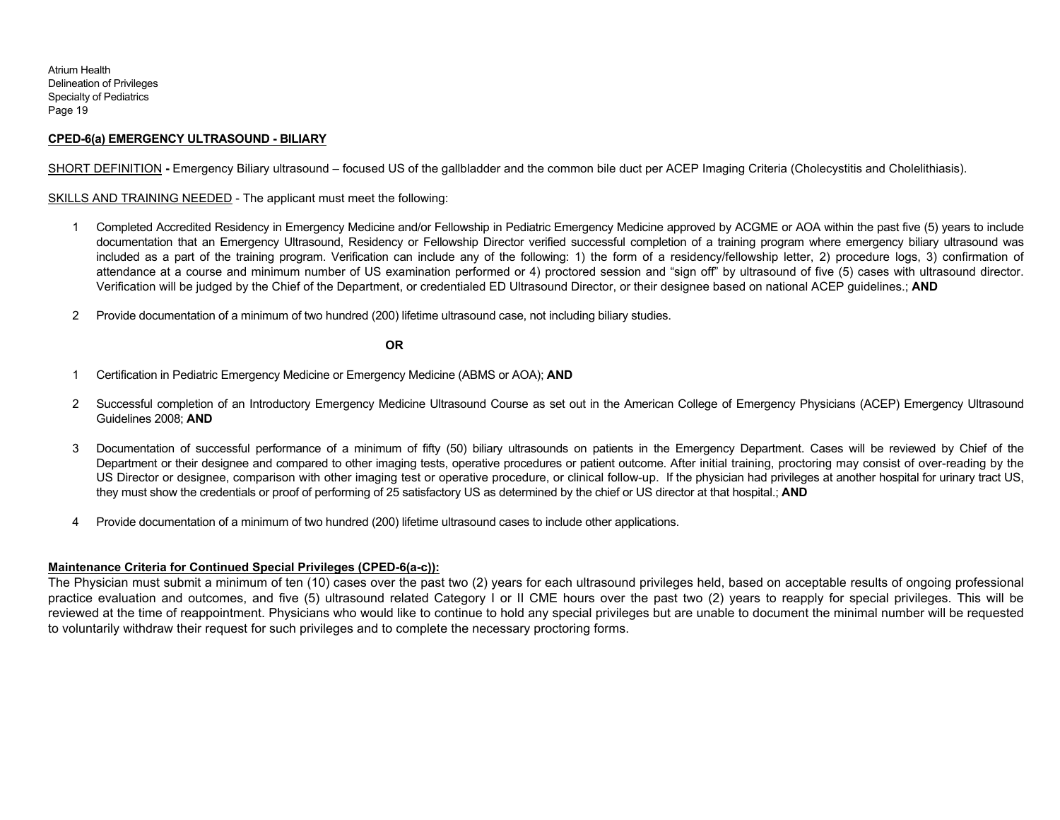**CPED-6(a) EMERGENCY ULTRASOUND - BILIARY**

SHORT DEFINITION **-** Emergency Biliary ultrasound – focused US of the gallbladder and the common bile duct per ACEP Imaging Criteria (Cholecystitis and Cholelithiasis).

SKILLS AND TRAINING NEEDED - The applicant must meet the following:

1. Completed Accredited Residency in Emergency Medicine and/or Fellowship in Pediatric Emergency Medicine approved by ACGME or AOA within the past five (5) years to include documentation that an Emergency Ultrasound, Residency or Fellowship Director verified successful completion of a training program where emergency biliary ultrasound was included as a part of the training program. Verification can include any of the following: 1) the form of a residency/fellowship letter, 2) procedure logs, 3) confirmation of attendance at a course and minimum number of US examination performed or 4) proctored session and "sign off" by ultrasound of five (5) cases with ultrasound director. Verification will be judged by the Chief of the Department, or credentialed ED Ultrasound Director, or their designee based on national ACEP guidelines.; **AND**

2. Provide documentation of a minimum of two hundred (200) lifetime ultrasound case, not including biliary studies.

**OR**

1. Certification in Pediatric Emergency Medicine or Emergency Medicine (ABMS or AOA); **AND**

2. Successful completion of an Introductory Emergency Medicine Ultrasound Course as set out in the American College of Emergency Physicians (ACEP) Emergency Ultrasound Guidelines 2008; **AND**

3. Documentation of successful performance of a minimum of fifty (50) biliary ultrasounds on patients in the Emergency Department. Cases will be reviewed by Chief of the Department or their designee and compared to other imaging tests, operative procedures or patient outcome. After initial training, proctoring may consist of over-reading by the US Director or designee, comparison with other imaging test or operative procedure, or clinical follow-up. If the physician had privileges at another hospital for urinary tract US, they must show the credentials or proof of performing of 25 satisfactory US as determined by the chief or US director at that hospital.; **AND**

4. Provide documentation of a minimum of two hundred (200) lifetime ultrasound cases to include other applications.

**Maintenance Criteria for Continued Special Privileges (CPED-6(a-c)):**

The Physician must submit a minimum of ten (10) cases over the past two (2) years for each ultrasound privileges held, based on acceptable results of ongoing professional practice evaluation and outcomes, and five (5) ultrasound related Category I or II CME hours over the past two (2) years to reapply for special privileges. This will be reviewed at the time of reappointment. Physicians who would like to continue to hold any special privileges but are unable to document the minimal number will be requested to voluntarily withdraw their request for such privileges and to complete the necessary proctoring forms.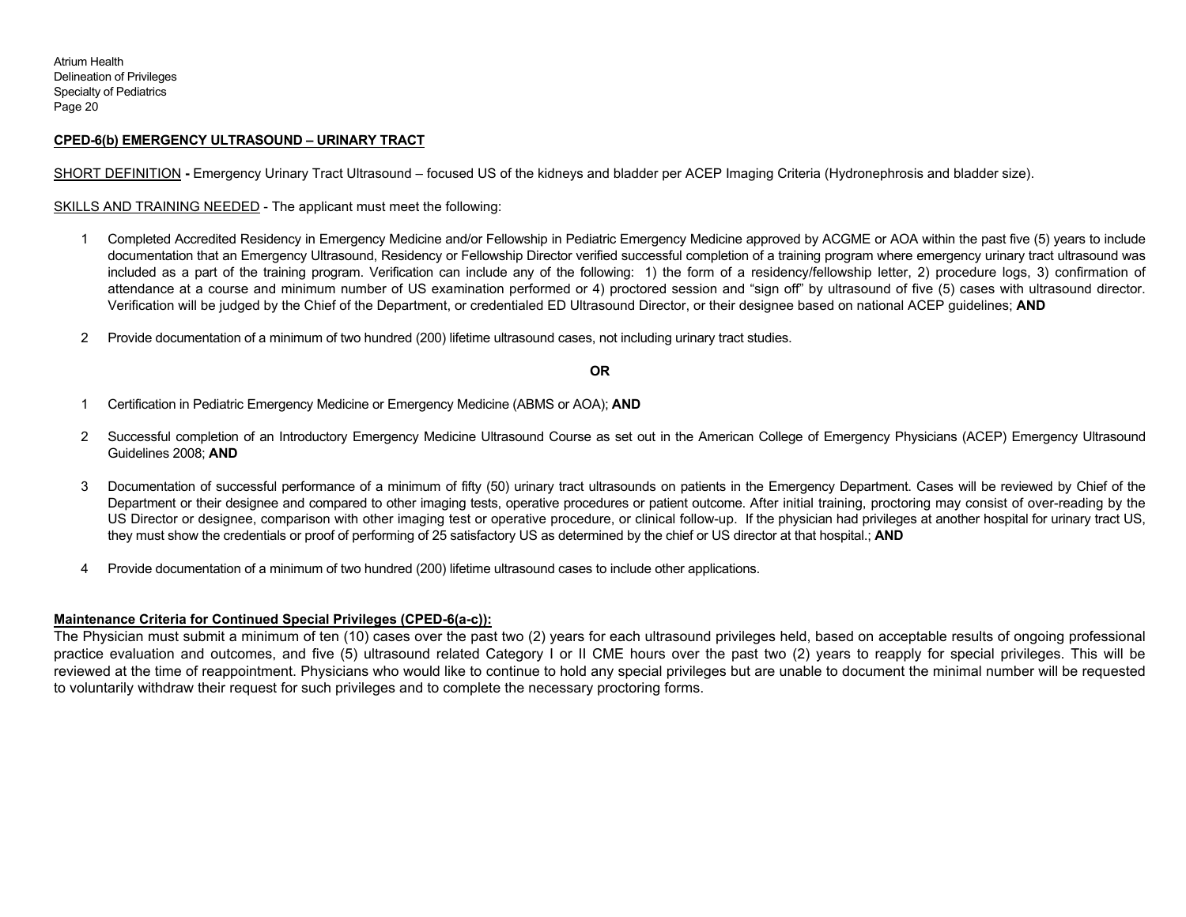**CPED-6(b) EMERGENCY ULTRASOUND – URINARY TRACT**

SHORT DEFINITION **-** Emergency Urinary Tract Ultrasound – focused US of the kidneys and bladder per ACEP Imaging Criteria (Hydronephrosis and bladder size).

SKILLS AND TRAINING NEEDED - The applicant must meet the following:

1. Completed Accredited Residency in Emergency Medicine and/or Fellowship in Pediatric Emergency Medicine approved by ACGME or AOA within the past five (5) years to include documentation that an Emergency Ultrasound, Residency or Fellowship Director verified successful completion of a training program where emergency urinary tract ultrasound was included as a part of the training program. Verification can include any of the following: 1) the form of a residency/fellowship letter, 2) procedure logs, 3) confirmation of attendance at a course and minimum number of US examination performed or 4) proctored session and "sign off" by ultrasound of five (5) cases with ultrasound director. Verification will be judged by the Chief of the Department, or credentialed ED Ultrasound Director, or their designee based on national ACEP guidelines; **AND**

2. Provide documentation of a minimum of two hundred (200) lifetime ultrasound cases, not including urinary tract studies.

**OR**

1. Certification in Pediatric Emergency Medicine or Emergency Medicine (ABMS or AOA); **AND**

2. Successful completion of an Introductory Emergency Medicine Ultrasound Course as set out in the American College of Emergency Physicians (ACEP) Emergency Ultrasound Guidelines 2008; **AND**

3. Documentation of successful performance of a minimum of fifty (50) urinary tract ultrasounds on patients in the Emergency Department. Cases will be reviewed by Chief of the Department or their designee and compared to other imaging tests, operative procedures or patient outcome. After initial training, proctoring may consist of over-reading by the US Director or designee, comparison with other imaging test or operative procedure, or clinical follow-up. If the physician had privileges at another hospital for urinary tract US, they must show the credentials or proof of performing of 25 satisfactory US as determined by the chief or US director at that hospital.; **AND**

4. Provide documentation of a minimum of two hundred (200) lifetime ultrasound cases to include other applications.

**Maintenance Criteria for Continued Special Privileges (CPED-6(a-c)):**

The Physician must submit a minimum of ten (10) cases over the past two (2) years for each ultrasound privileges held, based on acceptable results of ongoing professional practice evaluation and outcomes, and five (5) ultrasound related Category I or II CME hours over the past two (2) years to reapply for special privileges. This will be reviewed at the time of reappointment. Physicians who would like to continue to hold any special privileges but are unable to document the minimal number will be requested to voluntarily withdraw their request for such privileges and to complete the necessary proctoring forms.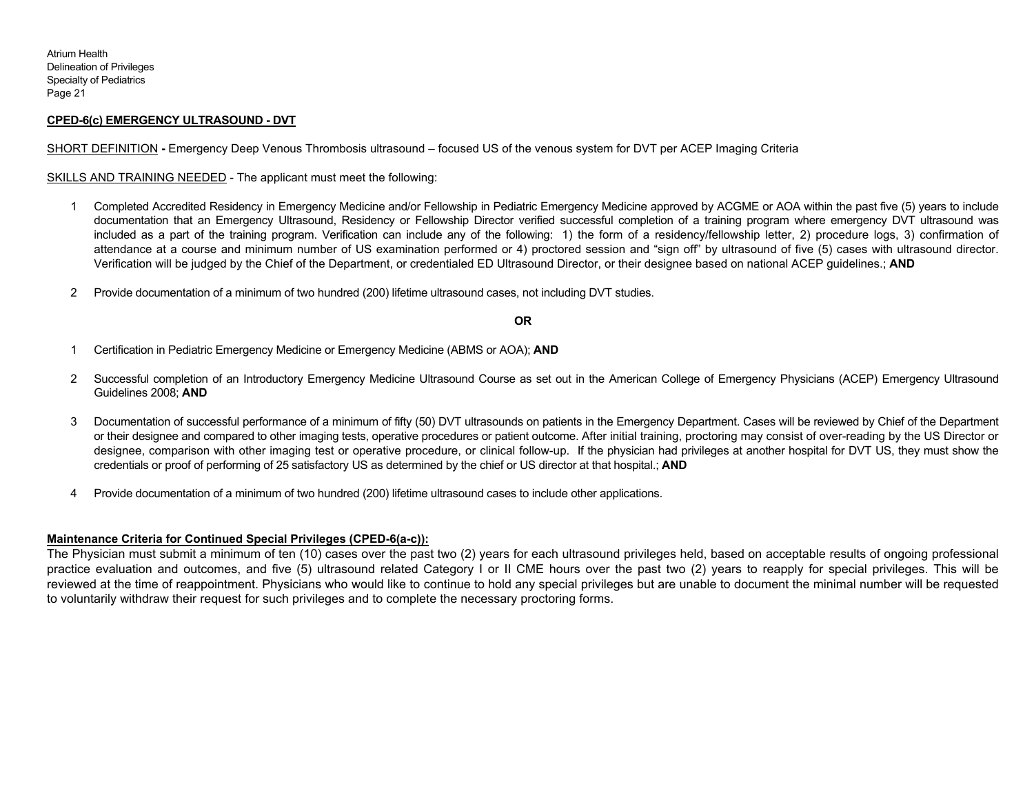**CPED-6(c) EMERGENCY ULTRASOUND - DVT**

SHORT DEFINITION **-** Emergency Deep Venous Thrombosis ultrasound – focused US of the venous system for DVT per ACEP Imaging Criteria

SKILLS AND TRAINING NEEDED - The applicant must meet the following:

1. Completed Accredited Residency in Emergency Medicine and/or Fellowship in Pediatric Emergency Medicine approved by ACGME or AOA within the past five (5) years to include documentation that an Emergency Ultrasound, Residency or Fellowship Director verified successful completion of a training program where emergency DVT ultrasound was included as a part of the training program. Verification can include any of the following: 1) the form of a residency/fellowship letter, 2) procedure logs, 3) confirmation of attendance at a course and minimum number of US examination performed or 4) proctored session and "sign off" by ultrasound of five (5) cases with ultrasound director. Verification will be judged by the Chief of the Department, or credentialed ED Ultrasound Director, or their designee based on national ACEP guidelines.; **AND**

2. Provide documentation of a minimum of two hundred (200) lifetime ultrasound cases, not including DVT studies.

**OR**

1. Certification in Pediatric Emergency Medicine or Emergency Medicine (ABMS or AOA); **AND**

2. Successful completion of an Introductory Emergency Medicine Ultrasound Course as set out in the American College of Emergency Physicians (ACEP) Emergency Ultrasound Guidelines 2008; **AND**

3. Documentation of successful performance of a minimum of fifty (50) DVT ultrasounds on patients in the Emergency Department. Cases will be reviewed by Chief of the Department or their designee and compared to other imaging tests, operative procedures or patient outcome. After initial training, proctoring may consist of over-reading by the US Director or designee, comparison with other imaging test or operative procedure, or clinical follow-up. If the physician had privileges at another hospital for DVT US, they must show the credentials or proof of performing of 25 satisfactory US as determined by the chief or US director at that hospital.; **AND**

4. Provide documentation of a minimum of two hundred (200) lifetime ultrasound cases to include other applications.

**Maintenance Criteria for Continued Special Privileges (CPED-6(a-c)):**

The Physician must submit a minimum of ten (10) cases over the past two (2) years for each ultrasound privileges held, based on acceptable results of ongoing professional practice evaluation and outcomes, and five (5) ultrasound related Category I or II CME hours over the past two (2) years to reapply for special privileges. This will be reviewed at the time of reappointment. Physicians who would like to continue to hold any special privileges but are unable to document the minimal number will be requested to voluntarily withdraw their request for such privileges and to complete the necessary proctoring forms.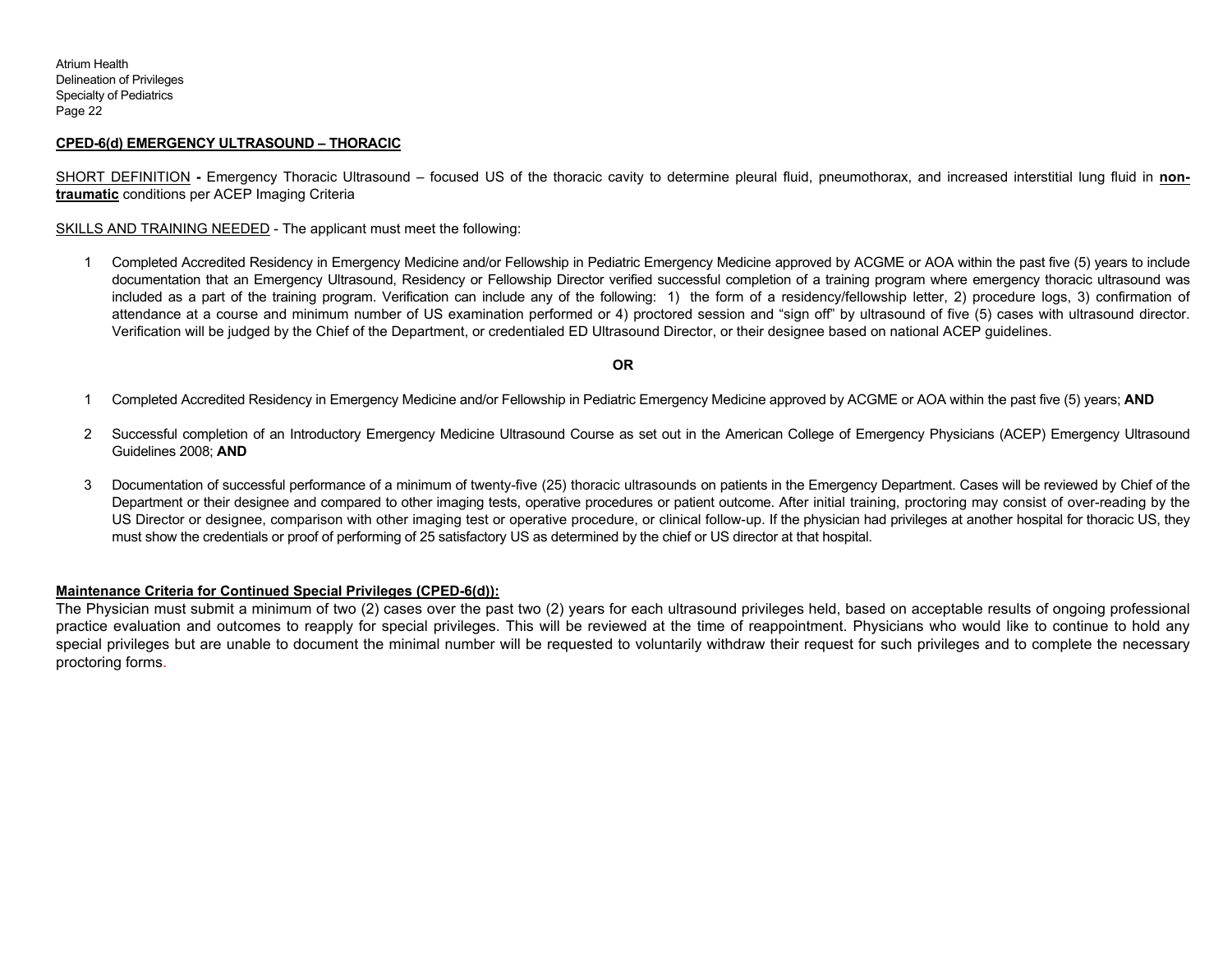**CPED-6(d) EMERGENCY ULTRASOUND – THORACIC**

SHORT DEFINITION **-** Emergency Thoracic Ultrasound – focused US of the thoracic cavity to determine pleural fluid, pneumothorax, and increased interstitial lung fluid in **non-traumatic** conditions per ACEP Imaging Criteria

SKILLS AND TRAINING NEEDED - The applicant must meet the following:

1. Completed Accredited Residency in Emergency Medicine and/or Fellowship in Pediatric Emergency Medicine approved by ACGME or AOA within the past five (5) years to include documentation that an Emergency Ultrasound, Residency or Fellowship Director verified successful completion of a training program where emergency thoracic ultrasound was included as a part of the training program. Verification can include any of the following: 1) the form of a residency/fellowship letter, 2) procedure logs, 3) confirmation of attendance at a course and minimum number of US examination performed or 4) proctored session and "sign off" by ultrasound of five (5) cases with ultrasound director. Verification will be judged by the Chief of the Department, or credentialed ED Ultrasound Director, or their designee based on national ACEP guidelines.

**OR**

1. Completed Accredited Residency in Emergency Medicine and/or Fellowship in Pediatric Emergency Medicine approved by ACGME or AOA within the past five (5) years; **AND**
2. Successful completion of an Introductory Emergency Medicine Ultrasound Course as set out in the American College of Emergency Physicians (ACEP) Emergency Ultrasound Guidelines 2008; **AND**
3. Documentation of successful performance of a minimum of twenty-five (25) thoracic ultrasounds on patients in the Emergency Department. Cases will be reviewed by Chief of the Department or their designee and compared to other imaging tests, operative procedures or patient outcome. After initial training, proctoring may consist of over-reading by the US Director or designee, comparison with other imaging test or operative procedure, or clinical follow-up. If the physician had privileges at another hospital for thoracic US, they must show the credentials or proof of performing of 25 satisfactory US as determined by the chief or US director at that hospital.

**Maintenance Criteria for Continued Special Privileges (CPED-6(d)):**

The Physician must submit a minimum of two (2) cases over the past two (2) years for each ultrasound privileges held, based on acceptable results of ongoing professional practice evaluation and outcomes to reapply for special privileges. This will be reviewed at the time of reappointment. Physicians who would like to continue to hold any special privileges but are unable to document the minimal number will be requested to voluntarily withdraw their request for such privileges and to complete the necessary proctoring forms.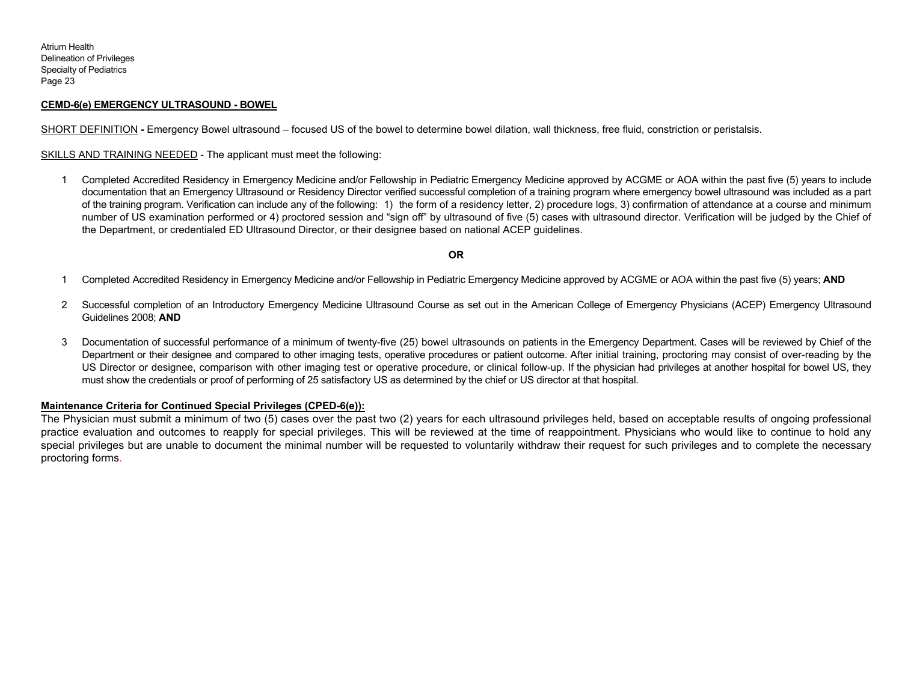**CEMD-6(e) EMERGENCY ULTRASOUND - BOWEL**

SHORT DEFINITION **-** Emergency Bowel ultrasound – focused US of the bowel to determine bowel dilation, wall thickness, free fluid, constriction or peristalsis.

SKILLS AND TRAINING NEEDED - The applicant must meet the following:

1 Completed Accredited Residency in Emergency Medicine and/or Fellowship in Pediatric Emergency Medicine approved by ACGME or AOA within the past five (5) years to include documentation that an Emergency Ultrasound or Residency Director verified successful completion of a training program where emergency bowel ultrasound was included as a part of the training program. Verification can include any of the following: 1) the form of a residency letter, 2) procedure logs, 3) confirmation of attendance at a course and minimum number of US examination performed or 4) proctored session and "sign off" by ultrasound of five (5) cases with ultrasound director. Verification will be judged by the Chief of the Department, or credentialed ED Ultrasound Director, or their designee based on national ACEP guidelines.

**OR**

1 Completed Accredited Residency in Emergency Medicine and/or Fellowship in Pediatric Emergency Medicine approved by ACGME or AOA within the past five (5) years; **AND**

2 Successful completion of an Introductory Emergency Medicine Ultrasound Course as set out in the American College of Emergency Physicians (ACEP) Emergency Ultrasound Guidelines 2008; **AND**

3 Documentation of successful performance of a minimum of twenty-five (25) bowel ultrasounds on patients in the Emergency Department. Cases will be reviewed by Chief of the Department or their designee and compared to other imaging tests, operative procedures or patient outcome. After initial training, proctoring may consist of over-reading by the US Director or designee, comparison with other imaging test or operative procedure, or clinical follow-up. If the physician had privileges at another hospital for bowel US, they must show the credentials or proof of performing of 25 satisfactory US as determined by the chief or US director at that hospital.

**Maintenance Criteria for Continued Special Privileges (CPED-6(e)):**

The Physician must submit a minimum of two (5) cases over the past two (2) years for each ultrasound privileges held, based on acceptable results of ongoing professional practice evaluation and outcomes to reapply for special privileges. This will be reviewed at the time of reappointment. Physicians who would like to continue to hold any special privileges but are unable to document the minimal number will be requested to voluntarily withdraw their request for such privileges and to complete the necessary proctoring forms.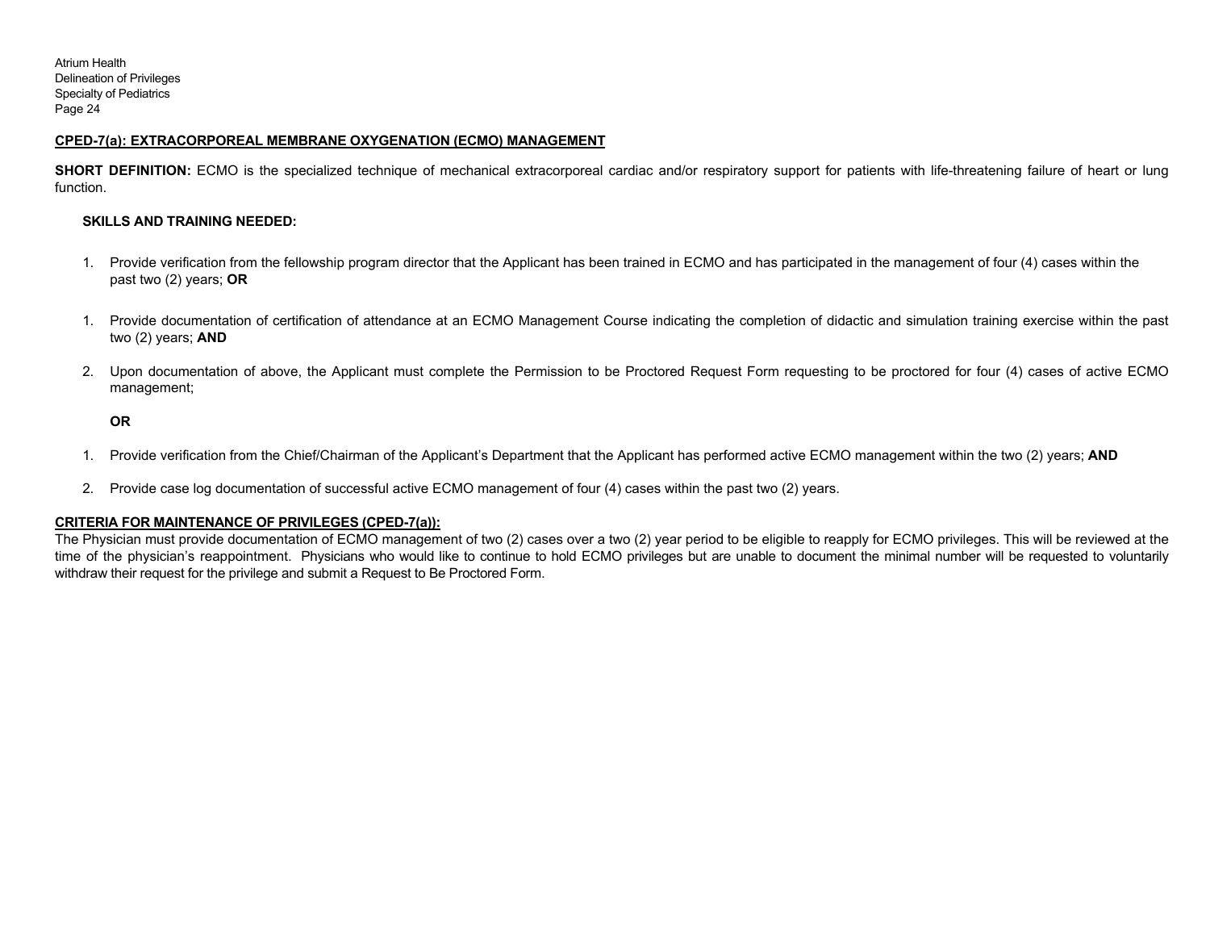**CPED-7(a): EXTRACORPOREAL MEMBRANE OXYGENATION (ECMO) MANAGEMENT**

**SHORT DEFINITION:** ECMO is the specialized technique of mechanical extracorporeal cardiac and/or respiratory support for patients with life-threatening failure of heart or lung function.

**SKILLS AND TRAINING NEEDED:**

1. Provide verification from the fellowship program director that the Applicant has been trained in ECMO and has participated in the management of four (4) cases within the past two (2) years; **OR**

1. Provide documentation of certification of attendance at an ECMO Management Course indicating the completion of didactic and simulation training exercise within the past two (2) years; **AND**

2. Upon documentation of above, the Applicant must complete the Permission to be Proctored Request Form requesting to be proctored for four (4) cases of active ECMO management;

**OR**

1. Provide verification from the Chief/Chairman of the Applicant's Department that the Applicant has performed active ECMO management within the two (2) years; **AND**

2. Provide case log documentation of successful active ECMO management of four (4) cases within the past two (2) years.

**CRITERIA FOR MAINTENANCE OF PRIVILEGES (CPED-7(a)):**

The Physician must provide documentation of ECMO management of two (2) cases over a two (2) year period to be eligible to reapply for ECMO privileges. This will be reviewed at the time of the physician's reappointment. Physicians who would like to continue to hold ECMO privileges but are unable to document the minimal number will be requested to voluntarily withdraw their request for the privilege and submit a Request to Be Proctored Form.